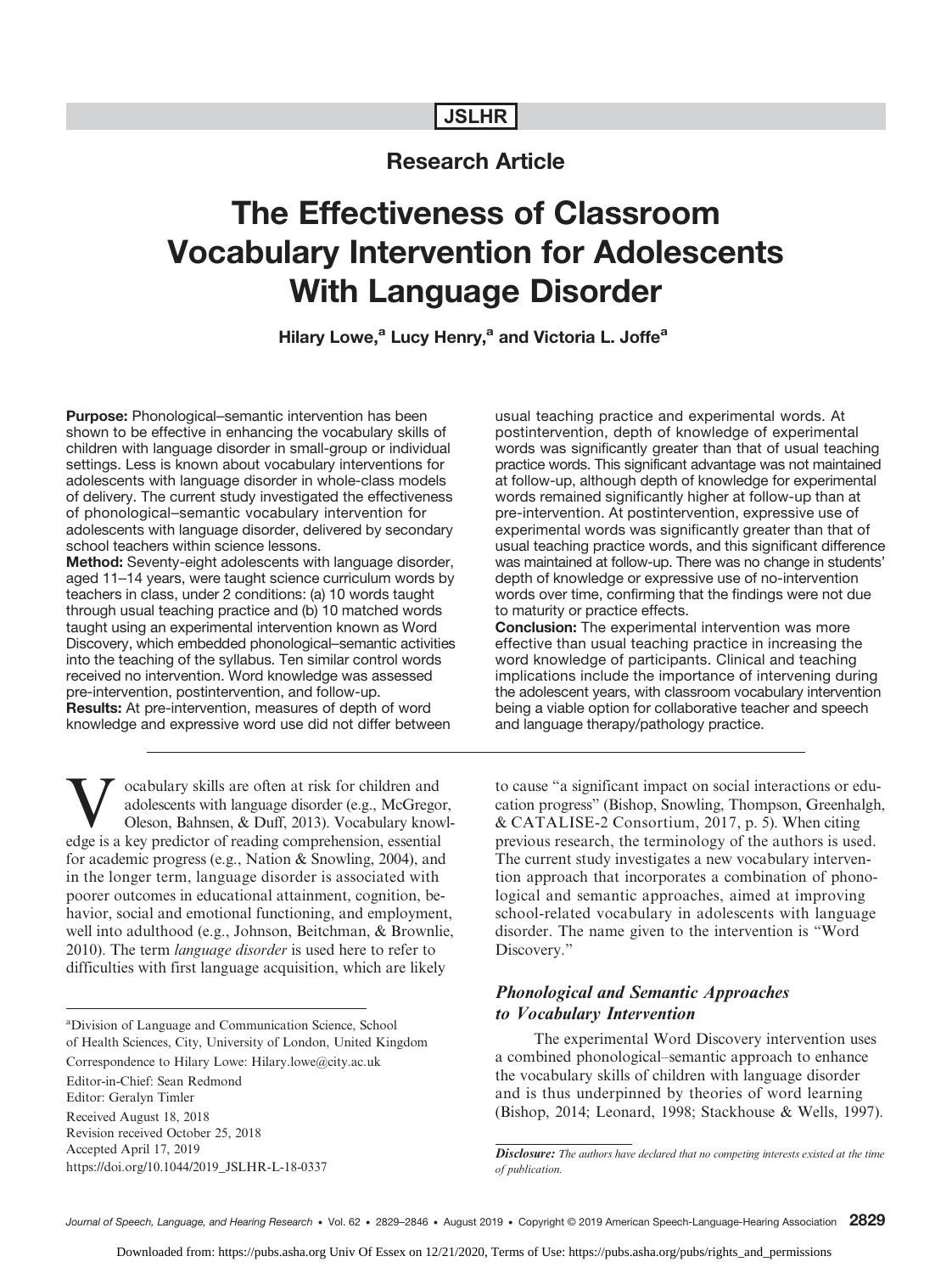Research Article

# The Effectiveness of Classroom Vocabulary Intervention for Adolescents With Language Disorder

**Hilary Lowe,[a] Lucy Henry,[a] and Victoria L. Joffe[a]**

**Purpose:** Phonological–semantic intervention has been shown to be effective in enhancing the vocabulary skills of children with language disorder in small-group or individual settings. Less is known about vocabulary interventions for adolescents with language disorder in whole-class models of delivery. The current study investigated the effectiveness of phonological–semantic vocabulary intervention for adolescents with language disorder, delivered by secondary school teachers within science lessons.

**Method:** Seventy-eight adolescents with language disorder, aged 11–14 years, were taught science curriculum words by teachers in class, under 2 conditions: (a) 10 words taught through usual teaching practice and (b) 10 matched words taught using an experimental intervention known as Word Discovery, which embedded phonological–semantic activities into the teaching of the syllabus. Ten similar control words received no intervention. Word knowledge was assessed pre-intervention, postintervention, and follow-up.

**Results:** At pre-intervention, measures of depth of word knowledge and expressive word use did not differ between usual teaching practice and experimental words. At postintervention, depth of knowledge of experimental words was significantly greater than that of usual teaching practice words. This significant advantage was not maintained at follow-up, although depth of knowledge for experimental words remained significantly higher at follow-up than at pre-intervention. At postintervention, expressive use of experimental words was significantly greater than that of usual teaching practice words, and this significant difference was maintained at follow-up. There was no change in students' depth of knowledge or expressive use of no-intervention words over time, confirming that the findings were not due to maturity or practice effects.

**Conclusion:** The experimental intervention was more effective than usual teaching practice in increasing the word knowledge of participants. Clinical and teaching implications include the importance of intervening during the adolescent years, with classroom vocabulary intervention being a viable option for collaborative teacher and speech and language therapy/pathology practice.

Vocabulary skills are often at risk for children and adolescents with language disorder (e.g., McGregor, Oleson, Bahnsen, & Duff, 2013). Vocabulary knowledge is a key predictor of reading comprehension, essential for academic progress (e.g., Nation & Snowling, 2004), and in the longer term, language disorder is associated with poorer outcomes in educational attainment, cognition, behavior, social and emotional functioning, and employment, well into adulthood (e.g., Johnson, Beitchman, & Brownlie, 2010). The term *language disorder* is used here to refer to difficulties with first language acquisition, which are likely to cause "a significant impact on social interactions or education progress" (Bishop, Snowling, Thompson, Greenhalgh, & CATALISE-2 Consortium, 2017, p. 5). When citing previous research, the terminology of the authors is used. The current study investigates a new vocabulary intervention approach that incorporates a combination of phonological and semantic approaches, aimed at improving school-related vocabulary in adolescents with language disorder. The name given to the intervention is "Word Discovery."

### *Phonological and Semantic Approaches to Vocabulary Intervention*

The experimental Word Discovery intervention uses a combined phonological–semantic approach to enhance the vocabulary skills of children with language disorder and is thus underpinned by theories of word learning (Bishop, 2014; Leonard, 1998; Stackhouse & Wells, 1997).

[a]Division of Language and Communication Science, School of Health Sciences, City, University of London, United Kingdom

Correspondence to Hilary Lowe: Hilary.lowe@city.ac.uk

Editor-in-Chief: Sean Redmond

Editor: Geralyn Timler

Received August 18, 2018

Revision received October 25, 2018

Accepted April 17, 2019

https://doi.org/10.1044/2019_JSLHR-L-18-0337

*Disclosure: The authors have declared that no competing interests existed at the time of publication.*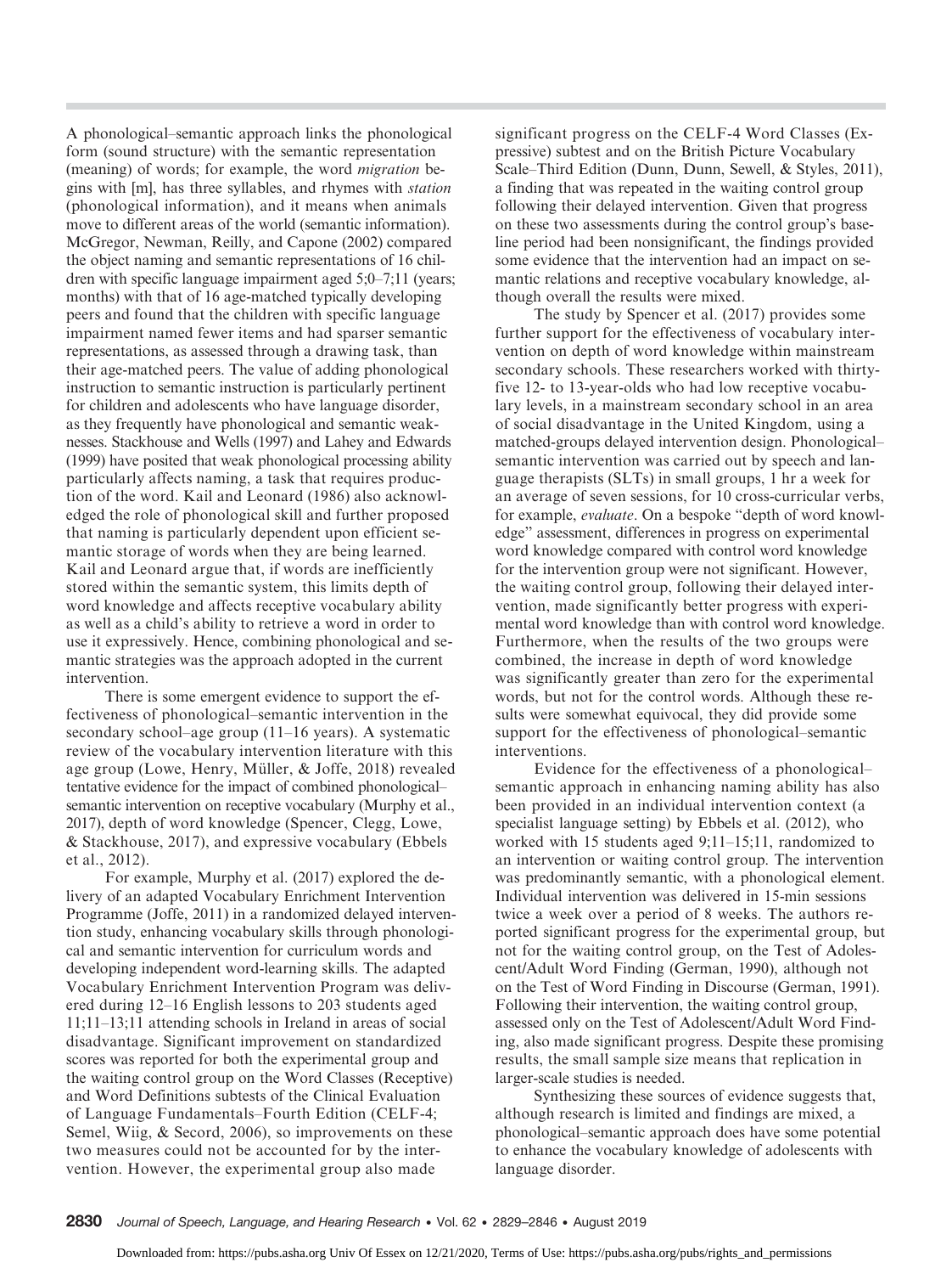A phonological–semantic approach links the phonological form (sound structure) with the semantic representation (meaning) of words; for example, the word *migration* begins with [m], has three syllables, and rhymes with *station* (phonological information), and it means when animals move to different areas of the world (semantic information). McGregor, Newman, Reilly, and Capone (2002) compared the object naming and semantic representations of 16 children with specific language impairment aged 5;0–7;11 (years; months) with that of 16 age-matched typically developing peers and found that the children with specific language impairment named fewer items and had sparser semantic representations, as assessed through a drawing task, than their age-matched peers. The value of adding phonological instruction to semantic instruction is particularly pertinent for children and adolescents who have language disorder, as they frequently have phonological and semantic weaknesses. Stackhouse and Wells (1997) and Lahey and Edwards (1999) have posited that weak phonological processing ability particularly affects naming, a task that requires production of the word. Kail and Leonard (1986) also acknowledged the role of phonological skill and further proposed that naming is particularly dependent upon efficient semantic storage of words when they are being learned. Kail and Leonard argue that, if words are inefficiently stored within the semantic system, this limits depth of word knowledge and affects receptive vocabulary ability as well as a child's ability to retrieve a word in order to use it expressively. Hence, combining phonological and semantic strategies was the approach adopted in the current intervention.

There is some emergent evidence to support the effectiveness of phonological–semantic intervention in the secondary school–age group (11–16 years). A systematic review of the vocabulary intervention literature with this age group (Lowe, Henry, Müller, & Joffe, 2018) revealed tentative evidence for the impact of combined phonological–semantic intervention on receptive vocabulary (Murphy et al., 2017), depth of word knowledge (Spencer, Clegg, Lowe, & Stackhouse, 2017), and expressive vocabulary (Ebbels et al., 2012).

For example, Murphy et al. (2017) explored the delivery of an adapted Vocabulary Enrichment Intervention Programme (Joffe, 2011) in a randomized delayed intervention study, enhancing vocabulary skills through phonological and semantic intervention for curriculum words and developing independent word-learning skills. The adapted Vocabulary Enrichment Intervention Program was delivered during 12–16 English lessons to 203 students aged 11;11–13;11 attending schools in Ireland in areas of social disadvantage. Significant improvement on standardized scores was reported for both the experimental group and the waiting control group on the Word Classes (Receptive) and Word Definitions subtests of the Clinical Evaluation of Language Fundamentals–Fourth Edition (CELF-4; Semel, Wiig, & Secord, 2006), so improvements on these two measures could not be accounted for by the intervention. However, the experimental group also made significant progress on the CELF-4 Word Classes (Expressive) subtest and on the British Picture Vocabulary Scale–Third Edition (Dunn, Dunn, Sewell, & Styles, 2011), a finding that was repeated in the waiting control group following their delayed intervention. Given that progress on these two assessments during the control group's baseline period had been nonsignificant, the findings provided some evidence that the intervention had an impact on semantic relations and receptive vocabulary knowledge, although overall the results were mixed.

The study by Spencer et al. (2017) provides some further support for the effectiveness of vocabulary intervention on depth of word knowledge within mainstream secondary schools. These researchers worked with thirty-five 12- to 13-year-olds who had low receptive vocabulary levels, in a mainstream secondary school in an area of social disadvantage in the United Kingdom, using a matched-groups delayed intervention design. Phonological–semantic intervention was carried out by speech and language therapists (SLTs) in small groups, 1 hr a week for an average of seven sessions, for 10 cross-curricular verbs, for example, *evaluate*. On a bespoke "depth of word knowledge" assessment, differences in progress on experimental word knowledge compared with control word knowledge for the intervention group were not significant. However, the waiting control group, following their delayed intervention, made significantly better progress with experimental word knowledge than with control word knowledge. Furthermore, when the results of the two groups were combined, the increase in depth of word knowledge was significantly greater than zero for the experimental words, but not for the control words. Although these results were somewhat equivocal, they did provide some support for the effectiveness of phonological–semantic interventions.

Evidence for the effectiveness of a phonological–semantic approach in enhancing naming ability has also been provided in an individual intervention context (a specialist language setting) by Ebbels et al. (2012), who worked with 15 students aged 9;11–15;11, randomized to an intervention or waiting control group. The intervention was predominantly semantic, with a phonological element. Individual intervention was delivered in 15-min sessions twice a week over a period of 8 weeks. The authors reported significant progress for the experimental group, but not for the waiting control group, on the Test of Adolescent/Adult Word Finding (German, 1990), although not on the Test of Word Finding in Discourse (German, 1991). Following their intervention, the waiting control group, assessed only on the Test of Adolescent/Adult Word Finding, also made significant progress. Despite these promising results, the small sample size means that replication in larger-scale studies is needed.

Synthesizing these sources of evidence suggests that, although research is limited and findings are mixed, a phonological–semantic approach does have some potential to enhance the vocabulary knowledge of adolescents with language disorder.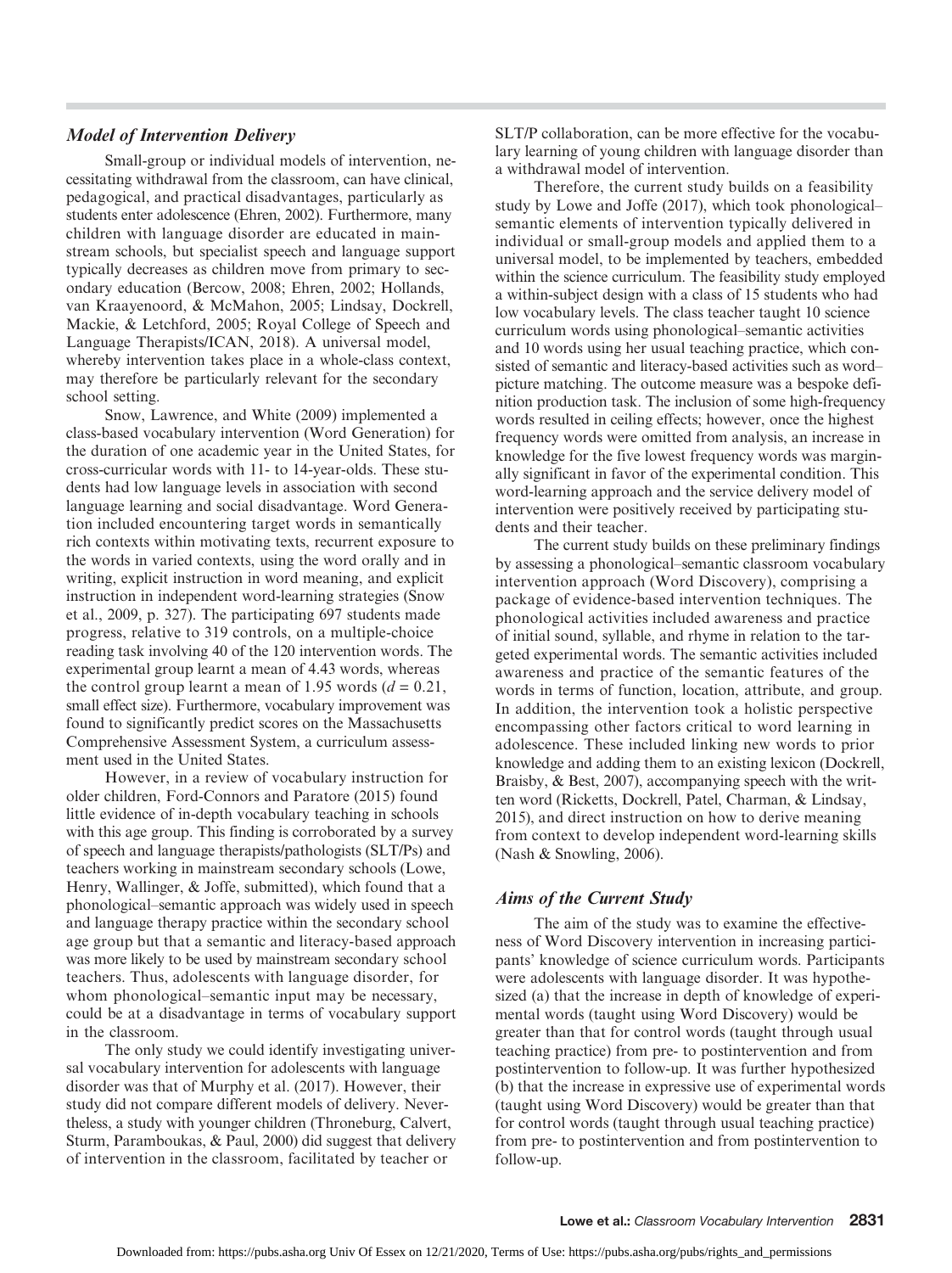### Model of Intervention Delivery

Small-group or individual models of intervention, necessitating withdrawal from the classroom, can have clinical, pedagogical, and practical disadvantages, particularly as students enter adolescence (Ehren, 2002). Furthermore, many children with language disorder are educated in mainstream schools, but specialist speech and language support typically decreases as children move from primary to secondary education (Bercow, 2008; Ehren, 2002; Hollands, van Kraayenoord, & McMahon, 2005; Lindsay, Dockrell, Mackie, & Letchford, 2005; Royal College of Speech and Language Therapists/ICAN, 2018). A universal model, whereby intervention takes place in a whole-class context, may therefore be particularly relevant for the secondary school setting.

Snow, Lawrence, and White (2009) implemented a class-based vocabulary intervention (Word Generation) for the duration of one academic year in the United States, for cross-curricular words with 11- to 14-year-olds. These students had low language levels in association with second language learning and social disadvantage. Word Generation included encountering target words in semantically rich contexts within motivating texts, recurrent exposure to the words in varied contexts, using the word orally and in writing, explicit instruction in word meaning, and explicit instruction in independent word-learning strategies (Snow et al., 2009, p. 327). The participating 697 students made progress, relative to 319 controls, on a multiple-choice reading task involving 40 of the 120 intervention words. The experimental group learnt a mean of 4.43 words, whereas the control group learnt a mean of 1.95 words ($d = 0.21$, small effect size). Furthermore, vocabulary improvement was found to significantly predict scores on the Massachusetts Comprehensive Assessment System, a curriculum assessment used in the United States.

However, in a review of vocabulary instruction for older children, Ford-Connors and Paratore (2015) found little evidence of in-depth vocabulary teaching in schools with this age group. This finding is corroborated by a survey of speech and language therapists/pathologists (SLT/Ps) and teachers working in mainstream secondary schools (Lowe, Henry, Wallinger, & Joffe, submitted), which found that a phonological–semantic approach was widely used in speech and language therapy practice within the secondary school age group but that a semantic and literacy-based approach was more likely to be used by mainstream secondary school teachers. Thus, adolescents with language disorder, for whom phonological–semantic input may be necessary, could be at a disadvantage in terms of vocabulary support in the classroom.

The only study we could identify investigating universal vocabulary intervention for adolescents with language disorder was that of Murphy et al. (2017). However, their study did not compare different models of delivery. Nevertheless, a study with younger children (Throneburg, Calvert, Sturm, Paramboukas, & Paul, 2000) did suggest that delivery of intervention in the classroom, facilitated by teacher or SLT/P collaboration, can be more effective for the vocabulary learning of young children with language disorder than a withdrawal model of intervention.

Therefore, the current study builds on a feasibility study by Lowe and Joffe (2017), which took phonological–semantic elements of intervention typically delivered in individual or small-group models and applied them to a universal model, to be implemented by teachers, embedded within the science curriculum. The feasibility study employed a within-subject design with a class of 15 students who had low vocabulary levels. The class teacher taught 10 science curriculum words using phonological–semantic activities and 10 words using her usual teaching practice, which consisted of semantic and literacy-based activities such as word–picture matching. The outcome measure was a bespoke definition production task. The inclusion of some high-frequency words resulted in ceiling effects; however, once the highest frequency words were omitted from analysis, an increase in knowledge for the five lowest frequency words was marginally significant in favor of the experimental condition. This word-learning approach and the service delivery model of intervention were positively received by participating students and their teacher.

The current study builds on these preliminary findings by assessing a phonological–semantic classroom vocabulary intervention approach (Word Discovery), comprising a package of evidence-based intervention techniques. The phonological activities included awareness and practice of initial sound, syllable, and rhyme in relation to the targeted experimental words. The semantic activities included awareness and practice of the semantic features of the words in terms of function, location, attribute, and group. In addition, the intervention took a holistic perspective encompassing other factors critical to word learning in adolescence. These included linking new words to prior knowledge and adding them to an existing lexicon (Dockrell, Braisby, & Best, 2007), accompanying speech with the written word (Ricketts, Dockrell, Patel, Charman, & Lindsay, 2015), and direct instruction on how to derive meaning from context to develop independent word-learning skills (Nash & Snowling, 2006).

### Aims of the Current Study

The aim of the study was to examine the effectiveness of Word Discovery intervention in increasing participants' knowledge of science curriculum words. Participants were adolescents with language disorder. It was hypothesized (a) that the increase in depth of knowledge of experimental words (taught using Word Discovery) would be greater than that for control words (taught through usual teaching practice) from pre- to postintervention and from postintervention to follow-up. It was further hypothesized (b) that the increase in expressive use of experimental words (taught using Word Discovery) would be greater than that for control words (taught through usual teaching practice) from pre- to postintervention and from postintervention to follow-up.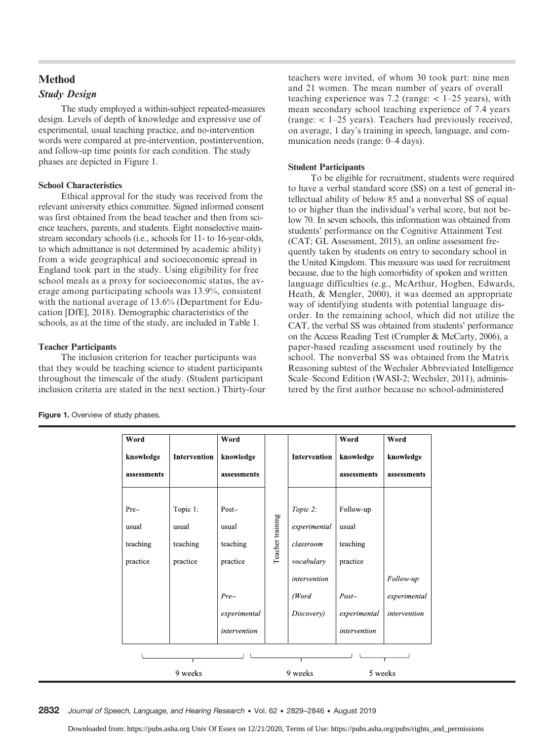## Method

### Study Design

The study employed a within-subject repeated-measures design. Levels of depth of knowledge and expressive use of experimental, usual teaching practice, and no-intervention words were compared at pre-intervention, postintervention, and follow-up time points for each condition. The study phases are depicted in Figure 1.

#### School Characteristics

Ethical approval for the study was received from the relevant university ethics committee. Signed informed consent was first obtained from the head teacher and then from science teachers, parents, and students. Eight nonselective mainstream secondary schools (i.e., schools for 11- to 16-year-olds, to which admittance is not determined by academic ability) from a wide geographical and socioeconomic spread in England took part in the study. Using eligibility for free school meals as a proxy for socioeconomic status, the average among participating schools was 13.9%, consistent with the national average of 13.6% (Department for Education [DfE], 2018). Demographic characteristics of the schools, as at the time of the study, are included in Table 1.

#### Teacher Participants

The inclusion criterion for teacher participants was that they would be teaching science to student participants throughout the timescale of the study. (Student participant inclusion criteria are stated in the next section.) Thirty-four teachers were invited, of whom 30 took part: nine men and 21 women. The mean number of years of overall teaching experience was 7.2 (range: < 1–25 years), with mean secondary school teaching experience of 7.4 years (range: < 1–25 years). Teachers had previously received, on average, 1 day's training in speech, language, and communication needs (range: 0–4 days).

#### Student Participants

To be eligible for recruitment, students were required to have a verbal standard score (SS) on a test of general intellectual ability of below 85 and a nonverbal SS of equal to or higher than the individual's verbal score, but not below 70. In seven schools, this information was obtained from students' performance on the Cognitive Attainment Test (CAT; GL Assessment, 2015), an online assessment frequently taken by students on entry to secondary school in the United Kingdom. This measure was used for recruitment because, due to the high comorbidity of spoken and written language difficulties (e.g., McArthur, Hogben, Edwards, Heath, & Mengler, 2000), it was deemed an appropriate way of identifying students with potential language disorder. In the remaining school, which did not utilize the CAT, the verbal SS was obtained from students' performance on the Access Reading Test (Crumpler & McCarty, 2006), a paper-based reading assessment used routinely by the school. The nonverbal SS was obtained from the Matrix Reasoning subtest of the Wechsler Abbreviated Intelligence Scale–Second Edition (WASI-2; Wechsler, 2011), administered by the first author because no school-administered

**Figure 1.** Overview of study phases.

| Word knowledge assessments | Intervention | Word knowledge assessments | | Intervention | Word knowledge assessments | Word knowledge assessments |
|---|---|---|---|---|---|---|
| Pre– usual teaching practice | Topic 1: usual teaching practice | Post– usual teaching practice | Teacher training | *Topic 2: experimental classroom vocabulary intervention (Word Discovery)* | Follow-up usual teaching practice | |
| | | *Pre– experimental intervention* | | | *Post– experimental intervention* | *Follow-up experimental intervention* |

9 weeks (pre-assessment to post-assessment, Topic 1); 9 weeks (teacher training to post-assessment, Topic 2); 5 weeks (to follow-up experimental intervention)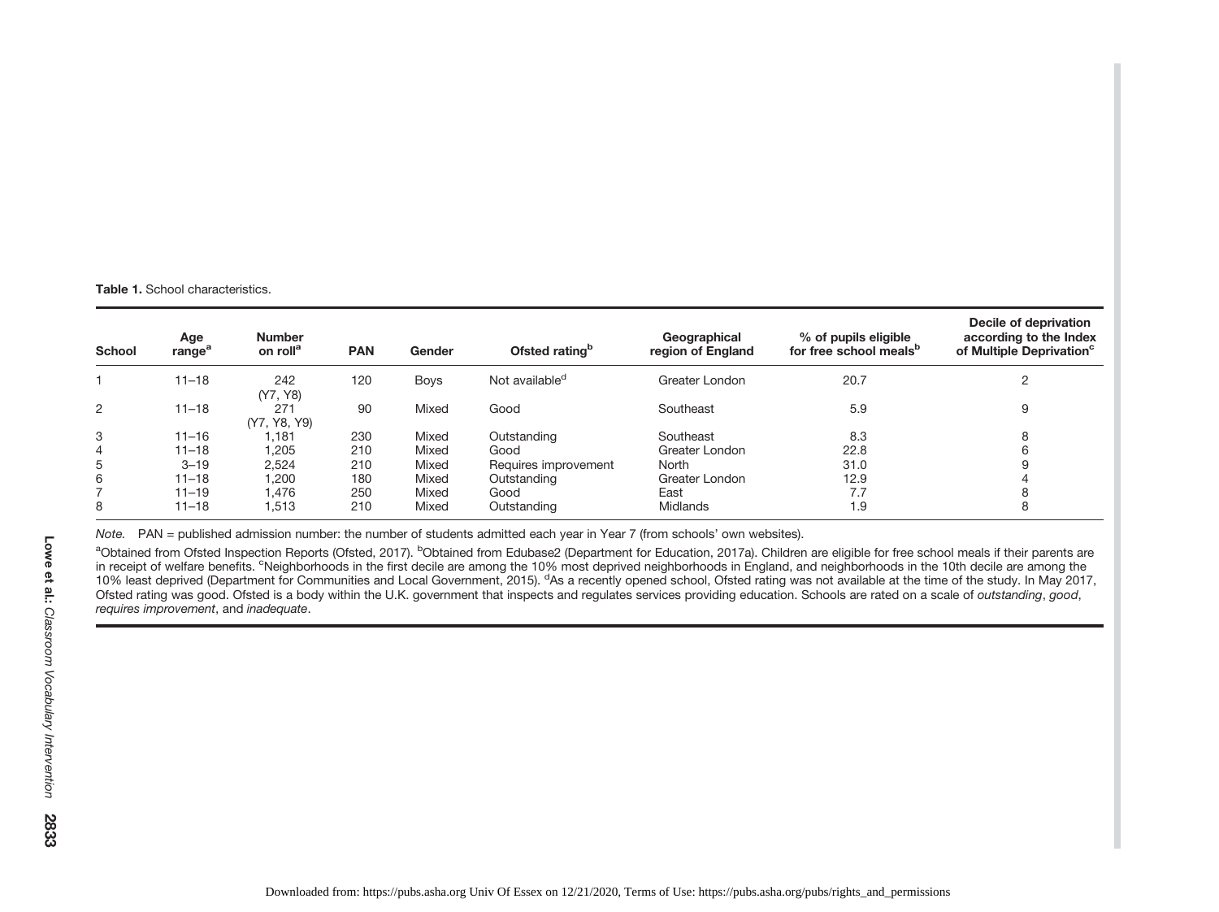**Table 1.** School characteristics.

| School | Age range[a] | Number on roll[a] | PAN | Gender | Ofsted rating[b] | Geographical region of England | % of pupils eligible for free school meals[b] | Decile of deprivation according to the Index of Multiple Deprivation[c] |
|---|---|---|---|---|---|---|---|---|
| 1 | 11–18 | 242 (Y7, Y8) | 120 | Boys | Not available[d] | Greater London | 20.7 | 2 |
| 2 | 11–18 | 271 (Y7, Y8, Y9) | 90 | Mixed | Good | Southeast | 5.9 | 9 |
| 3 | 11–16 | 1,181 | 230 | Mixed | Outstanding | Southeast | 8.3 | 8 |
| 4 | 11–18 | 1,205 | 210 | Mixed | Good | Greater London | 22.8 | 6 |
| 5 | 3–19 | 2,524 | 210 | Mixed | Requires improvement | North | 31.0 | 9 |
| 6 | 11–18 | 1,200 | 180 | Mixed | Outstanding | Greater London | 12.9 | 4 |
| 7 | 11–19 | 1,476 | 250 | Mixed | Good | East | 7.7 | 8 |
| 8 | 11–18 | 1,513 | 210 | Mixed | Outstanding | Midlands | 1.9 | 8 |

*Note.* PAN = published admission number: the number of students admitted each year in Year 7 (from schools' own websites).

[a]Obtained from Ofsted Inspection Reports (Ofsted, 2017). [b]Obtained from Edubase2 (Department for Education, 2017a). Children are eligible for free school meals if their parents are in receipt of welfare benefits. [c]Neighborhoods in the first decile are among the 10% most deprived neighborhoods in England, and neighborhoods in the 10th decile are among the 10% least deprived (Department for Communities and Local Government, 2015). [d]As a recently opened school, Ofsted rating was not available at the time of the study. In May 2017, Ofsted rating was good. Ofsted is a body within the U.K. government that inspects and regulates services providing education. Schools are rated on a scale of *outstanding*, *good*, *requires improvement*, and *inadequate*.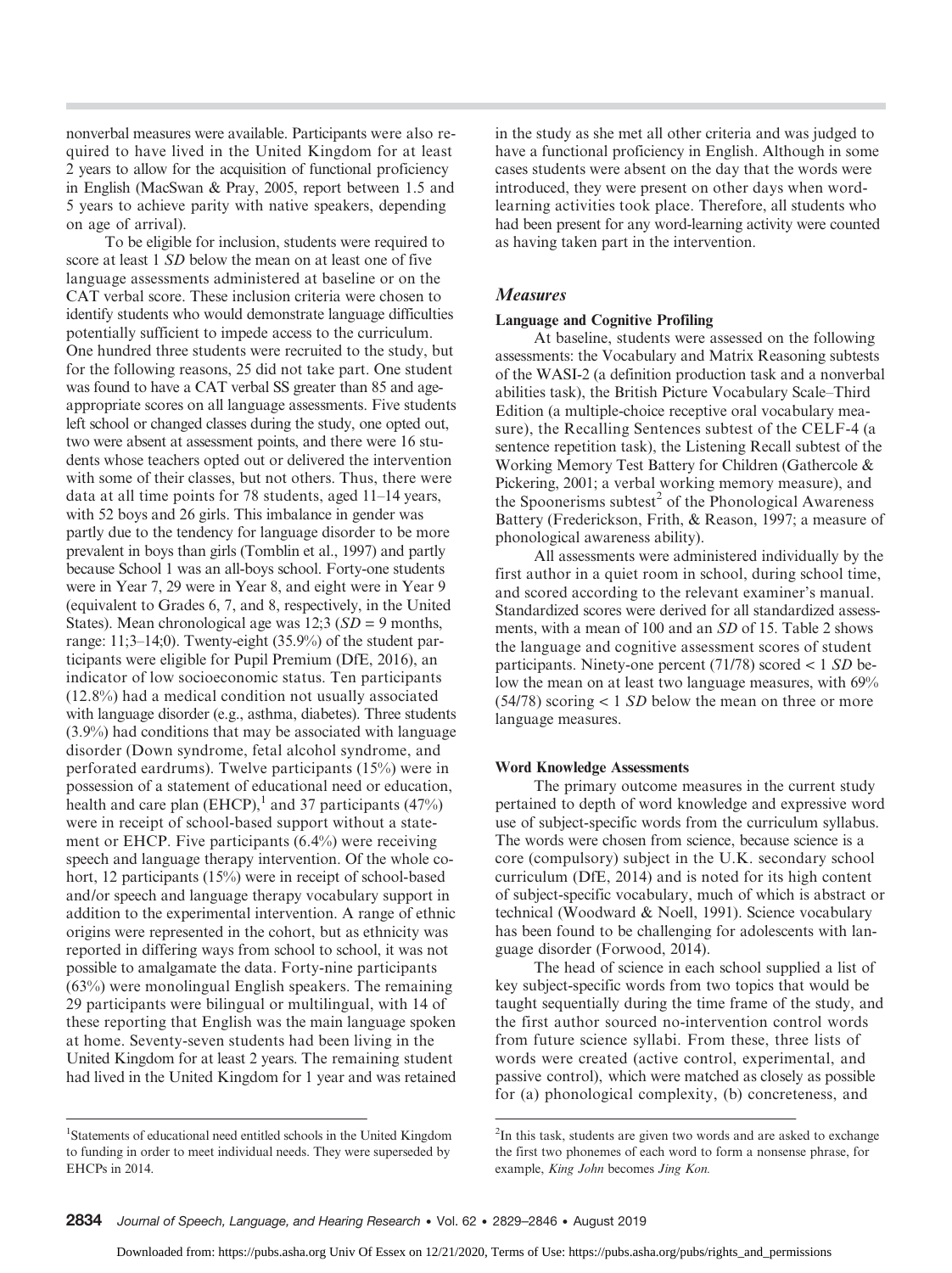nonverbal measures were available. Participants were also required to have lived in the United Kingdom for at least 2 years to allow for the acquisition of functional proficiency in English (MacSwan & Pray, 2005, report between 1.5 and 5 years to achieve parity with native speakers, depending on age of arrival).

To be eligible for inclusion, students were required to score at least 1 *SD* below the mean on at least one of five language assessments administered at baseline or on the CAT verbal score. These inclusion criteria were chosen to identify students who would demonstrate language difficulties potentially sufficient to impede access to the curriculum. One hundred three students were recruited to the study, but for the following reasons, 25 did not take part. One student was found to have a CAT verbal SS greater than 85 and age-appropriate scores on all language assessments. Five students left school or changed classes during the study, one opted out, two were absent at assessment points, and there were 16 students whose teachers opted out or delivered the intervention with some of their classes, but not others. Thus, there were data at all time points for 78 students, aged 11–14 years, with 52 boys and 26 girls. This imbalance in gender was partly due to the tendency for language disorder to be more prevalent in boys than girls (Tomblin et al., 1997) and partly because School 1 was an all-boys school. Forty-one students were in Year 7, 29 were in Year 8, and eight were in Year 9 (equivalent to Grades 6, 7, and 8, respectively, in the United States). Mean chronological age was 12;3 (*SD* = 9 months, range: 11;3–14;0). Twenty-eight (35.9%) of the student participants were eligible for Pupil Premium (DfE, 2016), an indicator of low socioeconomic status. Ten participants (12.8%) had a medical condition not usually associated with language disorder (e.g., asthma, diabetes). Three students (3.9%) had conditions that may be associated with language disorder (Down syndrome, fetal alcohol syndrome, and perforated eardrums). Twelve participants (15%) were in possession of a statement of educational need or education, health and care plan (EHCP),[1] and 37 participants (47%) were in receipt of school-based support without a statement or EHCP. Five participants (6.4%) were receiving speech and language therapy intervention. Of the whole cohort, 12 participants (15%) were in receipt of school-based and/or speech and language therapy vocabulary support in addition to the experimental intervention. A range of ethnic origins were represented in the cohort, but as ethnicity was reported in differing ways from school to school, it was not possible to amalgamate the data. Forty-nine participants (63%) were monolingual English speakers. The remaining 29 participants were bilingual or multilingual, with 14 of these reporting that English was the main language spoken at home. Seventy-seven students had been living in the United Kingdom for at least 2 years. The remaining student had lived in the United Kingdom for 1 year and was retained in the study as she met all other criteria and was judged to have a functional proficiency in English. Although in some cases students were absent on the day that the words were introduced, they were present on other days when word-learning activities took place. Therefore, all students who had been present for any word-learning activity were counted as having taken part in the intervention.

## Measures

### Language and Cognitive Profiling

At baseline, students were assessed on the following assessments: the Vocabulary and Matrix Reasoning subtests of the WASI-2 (a definition production task and a nonverbal abilities task), the British Picture Vocabulary Scale–Third Edition (a multiple-choice receptive oral vocabulary measure), the Recalling Sentences subtest of the CELF-4 (a sentence repetition task), the Listening Recall subtest of the Working Memory Test Battery for Children (Gathercole & Pickering, 2001; a verbal working memory measure), and the Spoonerisms subtest[2] of the Phonological Awareness Battery (Frederickson, Frith, & Reason, 1997; a measure of phonological awareness ability).

All assessments were administered individually by the first author in a quiet room in school, during school time, and scored according to the relevant examiner's manual. Standardized scores were derived for all standardized assessments, with a mean of 100 and an *SD* of 15. Table 2 shows the language and cognitive assessment scores of student participants. Ninety-one percent (71/78) scored < 1 *SD* below the mean on at least two language measures, with 69% (54/78) scoring < 1 *SD* below the mean on three or more language measures.

### Word Knowledge Assessments

The primary outcome measures in the current study pertained to depth of word knowledge and expressive word use of subject-specific words from the curriculum syllabus. The words were chosen from science, because science is a core (compulsory) subject in the U.K. secondary school curriculum (DfE, 2014) and is noted for its high content of subject-specific vocabulary, much of which is abstract or technical (Woodward & Noell, 1991). Science vocabulary has been found to be challenging for adolescents with language disorder (Forwood, 2014).

The head of science in each school supplied a list of key subject-specific words from two topics that would be taught sequentially during the time frame of the study, and the first author sourced no-intervention control words from future science syllabi. From these, three lists of words were created (active control, experimental, and passive control), which were matched as closely as possible for (a) phonological complexity, (b) concreteness, and

[1]Statements of educational need entitled schools in the United Kingdom to funding in order to meet individual needs. They were superseded by EHCPs in 2014.

[2]In this task, students are given two words and are asked to exchange the first two phonemes of each word to form a nonsense phrase, for example, *King John* becomes *Jing Kon.*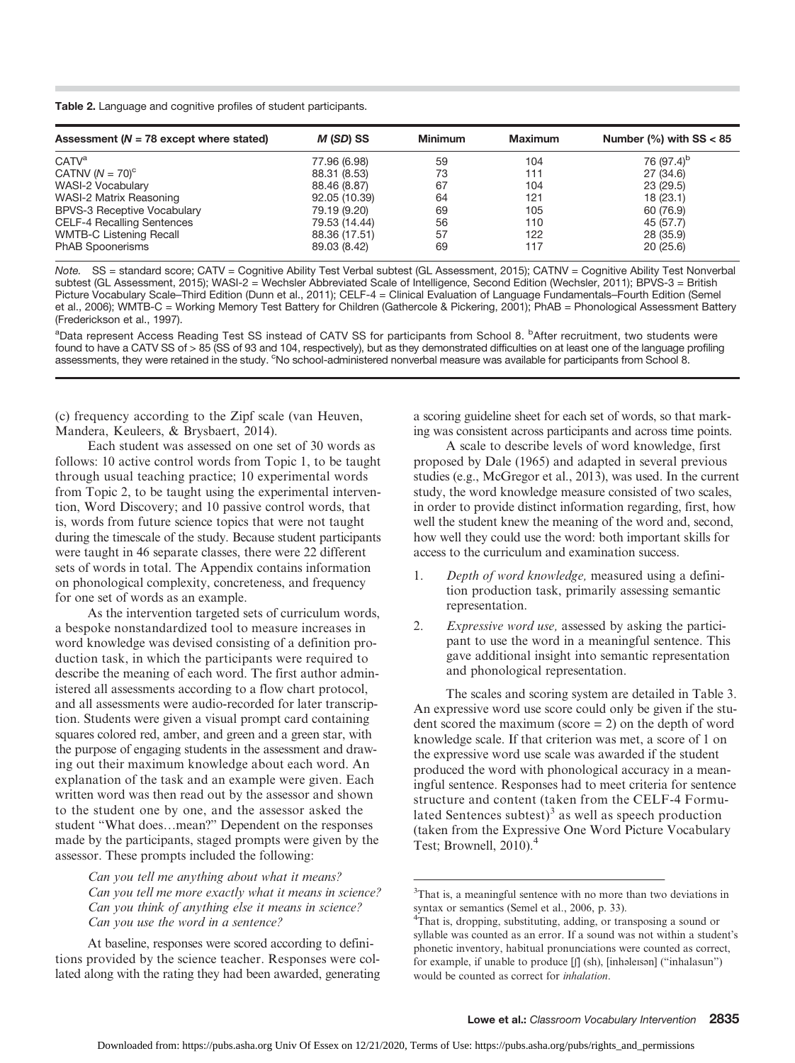**Table 2.** Language and cognitive profiles of student participants.

| Assessment (*N* = 78 except where stated) | *M* (*SD*) SS | Minimum | Maximum | Number (%) with SS < 85 |
|---|---|---|---|---|
| CATV[a] | 77.96 (6.98) | 59 | 104 | 76 (97.4)[b] |
| CATNV (*N* = 70)[c] | 88.31 (8.53) | 73 | 111 | 27 (34.6) |
| WASI-2 Vocabulary | 88.46 (8.87) | 67 | 104 | 23 (29.5) |
| WASI-2 Matrix Reasoning | 92.05 (10.39) | 64 | 121 | 18 (23.1) |
| BPVS-3 Receptive Vocabulary | 79.19 (9.20) | 69 | 105 | 60 (76.9) |
| CELF-4 Recalling Sentences | 79.53 (14.44) | 56 | 110 | 45 (57.7) |
| WMTB-C Listening Recall | 88.36 (17.51) | 57 | 122 | 28 (35.9) |
| PhAB Spoonerisms | 89.03 (8.42) | 69 | 117 | 20 (25.6) |

*Note.* SS = standard score; CATV = Cognitive Ability Test Verbal subtest (GL Assessment, 2015); CATNV = Cognitive Ability Test Nonverbal subtest (GL Assessment, 2015); WASI-2 = Wechsler Abbreviated Scale of Intelligence, Second Edition (Wechsler, 2011); BPVS-3 = British Picture Vocabulary Scale–Third Edition (Dunn et al., 2011); CELF-4 = Clinical Evaluation of Language Fundamentals–Fourth Edition (Semel et al., 2006); WMTB-C = Working Memory Test Battery for Children (Gathercole & Pickering, 2001); PhAB = Phonological Assessment Battery (Frederickson et al., 1997).

[a]Data represent Access Reading Test SS instead of CATV SS for participants from School 8. [b]After recruitment, two students were found to have a CATV SS of > 85 (SS of 93 and 104, respectively), but as they demonstrated difficulties on at least one of the language profiling assessments, they were retained in the study. [c]No school-administered nonverbal measure was available for participants from School 8.

(c) frequency according to the Zipf scale (van Heuven, Mandera, Keuleers, & Brysbaert, 2014).

Each student was assessed on one set of 30 words as follows: 10 active control words from Topic 1, to be taught through usual teaching practice; 10 experimental words from Topic 2, to be taught using the experimental intervention, Word Discovery; and 10 passive control words, that is, words from future science topics that were not taught during the timescale of the study. Because student participants were taught in 46 separate classes, there were 22 different sets of words in total. The Appendix contains information on phonological complexity, concreteness, and frequency for one set of words as an example.

As the intervention targeted sets of curriculum words, a bespoke nonstandardized tool to measure increases in word knowledge was devised consisting of a definition production task, in which the participants were required to describe the meaning of each word. The first author administered all assessments according to a flow chart protocol, and all assessments were audio-recorded for later transcription. Students were given a visual prompt card containing squares colored red, amber, and green and a green star, with the purpose of engaging students in the assessment and drawing out their maximum knowledge about each word. An explanation of the task and an example were given. Each written word was then read out by the assessor and shown to the student one by one, and the assessor asked the student "What does…mean?" Dependent on the responses made by the participants, staged prompts were given by the assessor. These prompts included the following:

> *Can you tell me anything about what it means?*
> *Can you tell me more exactly what it means in science?*
> *Can you think of anything else it means in science?*
> *Can you use the word in a sentence?*

At baseline, responses were scored according to definitions provided by the science teacher. Responses were collated along with the rating they had been awarded, generating a scoring guideline sheet for each set of words, so that marking was consistent across participants and across time points.

A scale to describe levels of word knowledge, first proposed by Dale (1965) and adapted in several previous studies (e.g., McGregor et al., 2013), was used. In the current study, the word knowledge measure consisted of two scales, in order to provide distinct information regarding, first, how well the student knew the meaning of the word and, second, how well they could use the word: both important skills for access to the curriculum and examination success.

1. *Depth of word knowledge,* measured using a definition production task, primarily assessing semantic representation.
2. *Expressive word use,* assessed by asking the participant to use the word in a meaningful sentence. This gave additional insight into semantic representation and phonological representation.

The scales and scoring system are detailed in Table 3. An expressive word use score could only be given if the student scored the maximum (score = 2) on the depth of word knowledge scale. If that criterion was met, a score of 1 on the expressive word use scale was awarded if the student produced the word with phonological accuracy in a meaningful sentence. Responses had to meet criteria for sentence structure and content (taken from the CELF-4 Formulated Sentences subtest)[3] as well as speech production (taken from the Expressive One Word Picture Vocabulary Test; Brownell, 2010).[4]

[3]That is, a meaningful sentence with no more than two deviations in syntax or semantics (Semel et al., 2006, p. 33).

[4]That is, dropping, substituting, adding, or transposing a sound or syllable was counted as an error. If a sound was not within a student's phonetic inventory, habitual pronunciations were counted as correct, for example, if unable to produce [ʃ] (sh), [inhəleɪsən] ("inhalasun") would be counted as correct for *inhalation*.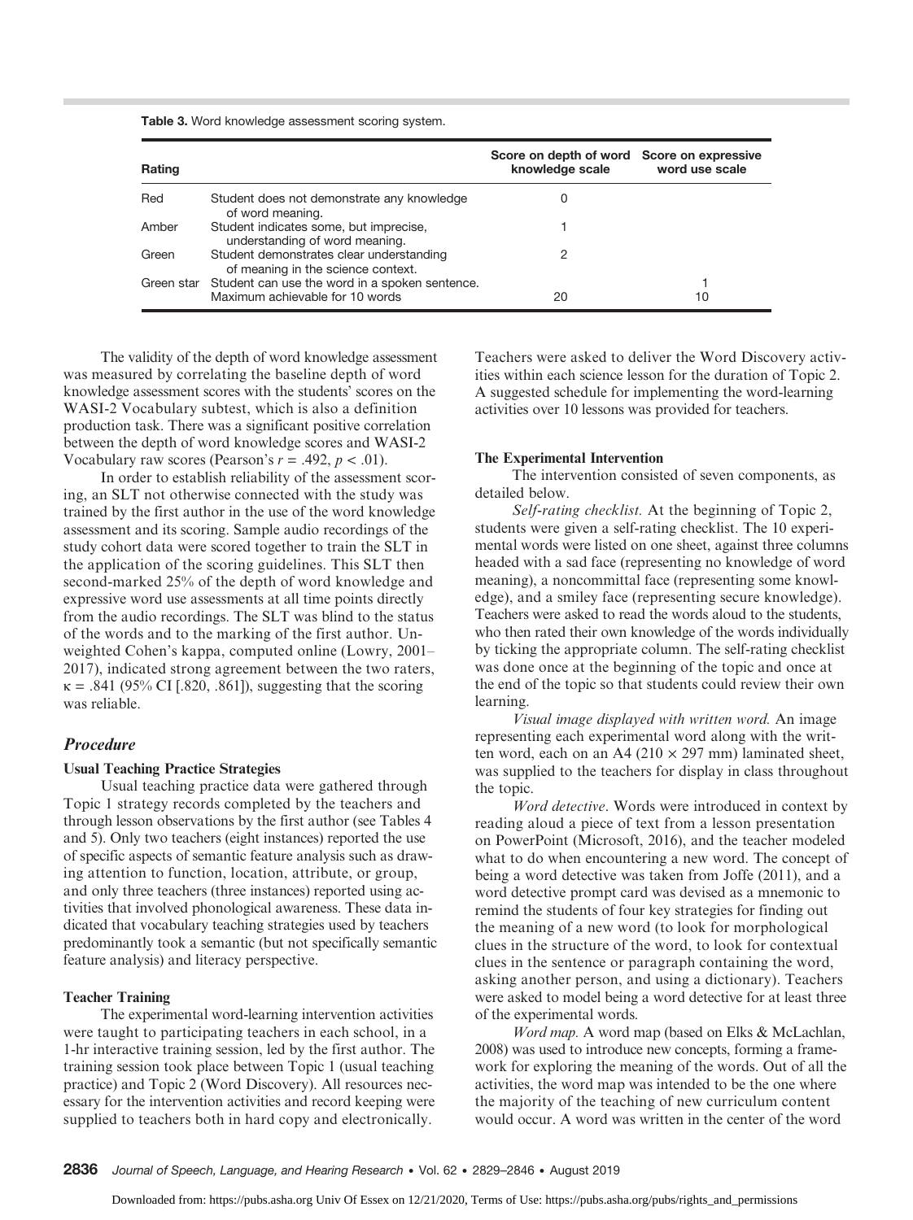**Table 3.** Word knowledge assessment scoring system.

| Rating | | Score on depth of word knowledge scale | Score on expressive word use scale |
|---|---|---|---|
| Red | Student does not demonstrate any knowledge of word meaning. | 0 | |
| Amber | Student indicates some, but imprecise, understanding of word meaning. | 1 | |
| Green | Student demonstrates clear understanding of meaning in the science context. | 2 | |
| Green star | Student can use the word in a spoken sentence. | | 1 |
| | Maximum achievable for 10 words | 20 | 10 |

The validity of the depth of word knowledge assessment was measured by correlating the baseline depth of word knowledge assessment scores with the students' scores on the WASI-2 Vocabulary subtest, which is also a definition production task. There was a significant positive correlation between the depth of word knowledge scores and WASI-2 Vocabulary raw scores (Pearson's $r = .492$, $p < .01$).

In order to establish reliability of the assessment scoring, an SLT not otherwise connected with the study was trained by the first author in the use of the word knowledge assessment and its scoring. Sample audio recordings of the study cohort data were scored together to train the SLT in the application of the scoring guidelines. This SLT then second-marked 25% of the depth of word knowledge and expressive word use assessments at all time points directly from the audio recordings. The SLT was blind to the status of the words and to the marking of the first author. Unweighted Cohen's kappa, computed online (Lowry, 2001–2017), indicated strong agreement between the two raters, $\kappa = .841$ (95% CI [.820, .861]), suggesting that the scoring was reliable.

## *Procedure*

### Usual Teaching Practice Strategies

Usual teaching practice data were gathered through Topic 1 strategy records completed by the teachers and through lesson observations by the first author (see Tables 4 and 5). Only two teachers (eight instances) reported the use of specific aspects of semantic feature analysis such as drawing attention to function, location, attribute, or group, and only three teachers (three instances) reported using activities that involved phonological awareness. These data indicated that vocabulary teaching strategies used by teachers predominantly took a semantic (but not specifically semantic feature analysis) and literacy perspective.

### Teacher Training

The experimental word-learning intervention activities were taught to participating teachers in each school, in a 1-hr interactive training session, led by the first author. The training session took place between Topic 1 (usual teaching practice) and Topic 2 (Word Discovery). All resources necessary for the intervention activities and record keeping were supplied to teachers both in hard copy and electronically. Teachers were asked to deliver the Word Discovery activities within each science lesson for the duration of Topic 2. A suggested schedule for implementing the word-learning activities over 10 lessons was provided for teachers.

### The Experimental Intervention

The intervention consisted of seven components, as detailed below.

*Self-rating checklist.* At the beginning of Topic 2, students were given a self-rating checklist. The 10 experimental words were listed on one sheet, against three columns headed with a sad face (representing no knowledge of word meaning), a noncommittal face (representing some knowledge), and a smiley face (representing secure knowledge). Teachers were asked to read the words aloud to the students, who then rated their own knowledge of the words individually by ticking the appropriate column. The self-rating checklist was done once at the beginning of the topic and once at the end of the topic so that students could review their own learning.

*Visual image displayed with written word.* An image representing each experimental word along with the written word, each on an A4 (210 × 297 mm) laminated sheet, was supplied to the teachers for display in class throughout the topic.

*Word detective*. Words were introduced in context by reading aloud a piece of text from a lesson presentation on PowerPoint (Microsoft, 2016), and the teacher modeled what to do when encountering a new word. The concept of being a word detective was taken from Joffe (2011), and a word detective prompt card was devised as a mnemonic to remind the students of four key strategies for finding out the meaning of a new word (to look for morphological clues in the structure of the word, to look for contextual clues in the sentence or paragraph containing the word, asking another person, and using a dictionary). Teachers were asked to model being a word detective for at least three of the experimental words.

*Word map.* A word map (based on Elks & McLachlan, 2008) was used to introduce new concepts, forming a framework for exploring the meaning of the words. Out of all the activities, the word map was intended to be the one where the majority of the teaching of new curriculum content would occur. A word was written in the center of the word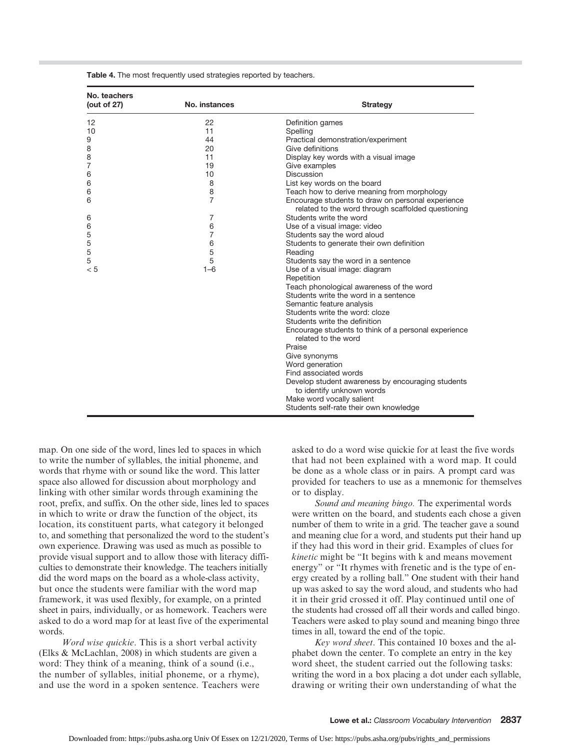**Table 4.** The most frequently used strategies reported by teachers.

| No. teachers (out of 27) | No. instances | Strategy |
|---|---|---|
| 12 | 22 | Definition games |
| 10 | 11 | Spelling |
| 9 | 44 | Practical demonstration/experiment |
| 8 | 20 | Give definitions |
| 8 | 11 | Display key words with a visual image |
| 7 | 19 | Give examples |
| 6 | 10 | Discussion |
| 6 | 8 | List key words on the board |
| 6 | 8 | Teach how to derive meaning from morphology |
| 6 | 7 | Encourage students to draw on personal experience related to the word through scaffolded questioning |
| 6 | 7 | Students write the word |
| 6 | 6 | Use of a visual image: video |
| 5 | 7 | Students say the word aloud |
| 5 | 6 | Students to generate their own definition |
| 5 | 5 | Reading |
| 5 | 5 | Students say the word in a sentence |
| < 5 | 1–6 | Use of a visual image: diagram |
| | | Repetition |
| | | Teach phonological awareness of the word |
| | | Students write the word in a sentence |
| | | Semantic feature analysis |
| | | Students write the word: cloze |
| | | Students write the definition |
| | | Encourage students to think of a personal experience related to the word |
| | | Praise |
| | | Give synonyms |
| | | Word generation |
| | | Find associated words |
| | | Develop student awareness by encouraging students to identify unknown words |
| | | Make word vocally salient |
| | | Students self-rate their own knowledge |

map. On one side of the word, lines led to spaces in which to write the number of syllables, the initial phoneme, and words that rhyme with or sound like the word. This latter space also allowed for discussion about morphology and linking with other similar words through examining the root, prefix, and suffix. On the other side, lines led to spaces in which to write or draw the function of the object, its location, its constituent parts, what category it belonged to, and something that personalized the word to the student's own experience. Drawing was used as much as possible to provide visual support and to allow those with literacy difficulties to demonstrate their knowledge. The teachers initially did the word maps on the board as a whole-class activity, but once the students were familiar with the word map framework, it was used flexibly, for example, on a printed sheet in pairs, individually, or as homework. Teachers were asked to do a word map for at least five of the experimental words.

*Word wise quickie*. This is a short verbal activity (Elks & McLachlan, 2008) in which students are given a word: They think of a meaning, think of a sound (i.e., the number of syllables, initial phoneme, or a rhyme), and use the word in a spoken sentence. Teachers were asked to do a word wise quickie for at least the five words that had not been explained with a word map. It could be done as a whole class or in pairs. A prompt card was provided for teachers to use as a mnemonic for themselves or to display.

*Sound and meaning bingo.* The experimental words were written on the board, and students each chose a given number of them to write in a grid. The teacher gave a sound and meaning clue for a word, and students put their hand up if they had this word in their grid. Examples of clues for *kinetic* might be "It begins with k and means movement energy" or "It rhymes with frenetic and is the type of energy created by a rolling ball." One student with their hand up was asked to say the word aloud, and students who had it in their grid crossed it off. Play continued until one of the students had crossed off all their words and called bingo. Teachers were asked to play sound and meaning bingo three times in all, toward the end of the topic.

*Key word sheet*. This contained 10 boxes and the alphabet down the center. To complete an entry in the key word sheet, the student carried out the following tasks: writing the word in a box placing a dot under each syllable, drawing or writing their own understanding of what the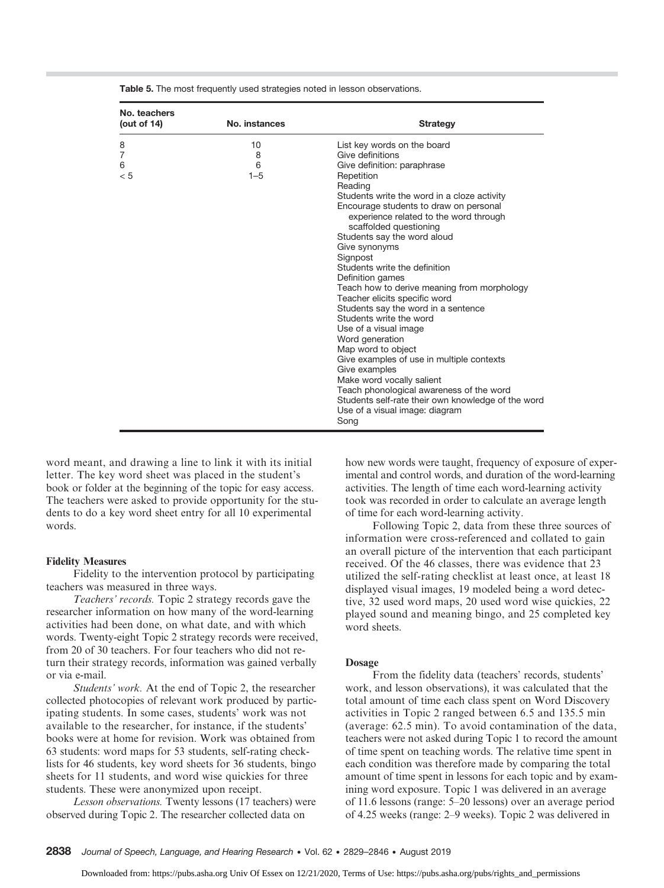**Table 5.** The most frequently used strategies noted in lesson observations.

| No. teachers (out of 14) | No. instances | Strategy |
|---|---|---|
| 8 | 10 | List key words on the board |
| 7 | 8 | Give definitions |
| 6 | 6 | Give definition: paraphrase |
| < 5 | 1–5 | Repetition |
| | | Reading |
| | | Students write the word in a cloze activity |
| | | Encourage students to draw on personal experience related to the word through scaffolded questioning |
| | | Students say the word aloud |
| | | Give synonyms |
| | | Signpost |
| | | Students write the definition |
| | | Definition games |
| | | Teach how to derive meaning from morphology |
| | | Teacher elicits specific word |
| | | Students say the word in a sentence |
| | | Students write the word |
| | | Use of a visual image |
| | | Word generation |
| | | Map word to object |
| | | Give examples of use in multiple contexts |
| | | Give examples |
| | | Make word vocally salient |
| | | Teach phonological awareness of the word |
| | | Students self-rate their own knowledge of the word |
| | | Use of a visual image: diagram |
| | | Song |

word meant, and drawing a line to link it with its initial letter. The key word sheet was placed in the student's book or folder at the beginning of the topic for easy access. The teachers were asked to provide opportunity for the students to do a key word sheet entry for all 10 experimental words.

### Fidelity Measures

Fidelity to the intervention protocol by participating teachers was measured in three ways.

*Teachers' records.* Topic 2 strategy records gave the researcher information on how many of the word-learning activities had been done, on what date, and with which words. Twenty-eight Topic 2 strategy records were received, from 20 of 30 teachers. For four teachers who did not return their strategy records, information was gained verbally or via e-mail.

*Students' work.* At the end of Topic 2, the researcher collected photocopies of relevant work produced by participating students. In some cases, students' work was not available to the researcher, for instance, if the students' books were at home for revision. Work was obtained from 63 students: word maps for 53 students, self-rating checklists for 46 students, key word sheets for 36 students, bingo sheets for 11 students, and word wise quickies for three students. These were anonymized upon receipt.

*Lesson observations.* Twenty lessons (17 teachers) were observed during Topic 2. The researcher collected data on how new words were taught, frequency of exposure of experimental and control words, and duration of the word-learning activities. The length of time each word-learning activity took was recorded in order to calculate an average length of time for each word-learning activity.

Following Topic 2, data from these three sources of information were cross-referenced and collated to gain an overall picture of the intervention that each participant received. Of the 46 classes, there was evidence that 23 utilized the self-rating checklist at least once, at least 18 displayed visual images, 19 modeled being a word detective, 32 used word maps, 20 used word wise quickies, 22 played sound and meaning bingo, and 25 completed key word sheets.

### Dosage

From the fidelity data (teachers' records, students' work, and lesson observations), it was calculated that the total amount of time each class spent on Word Discovery activities in Topic 2 ranged between 6.5 and 135.5 min (average: 62.5 min). To avoid contamination of the data, teachers were not asked during Topic 1 to record the amount of time spent on teaching words. The relative time spent in each condition was therefore made by comparing the total amount of time spent in lessons for each topic and by examining word exposure. Topic 1 was delivered in an average of 11.6 lessons (range: 5–20 lessons) over an average period of 4.25 weeks (range: 2–9 weeks). Topic 2 was delivered in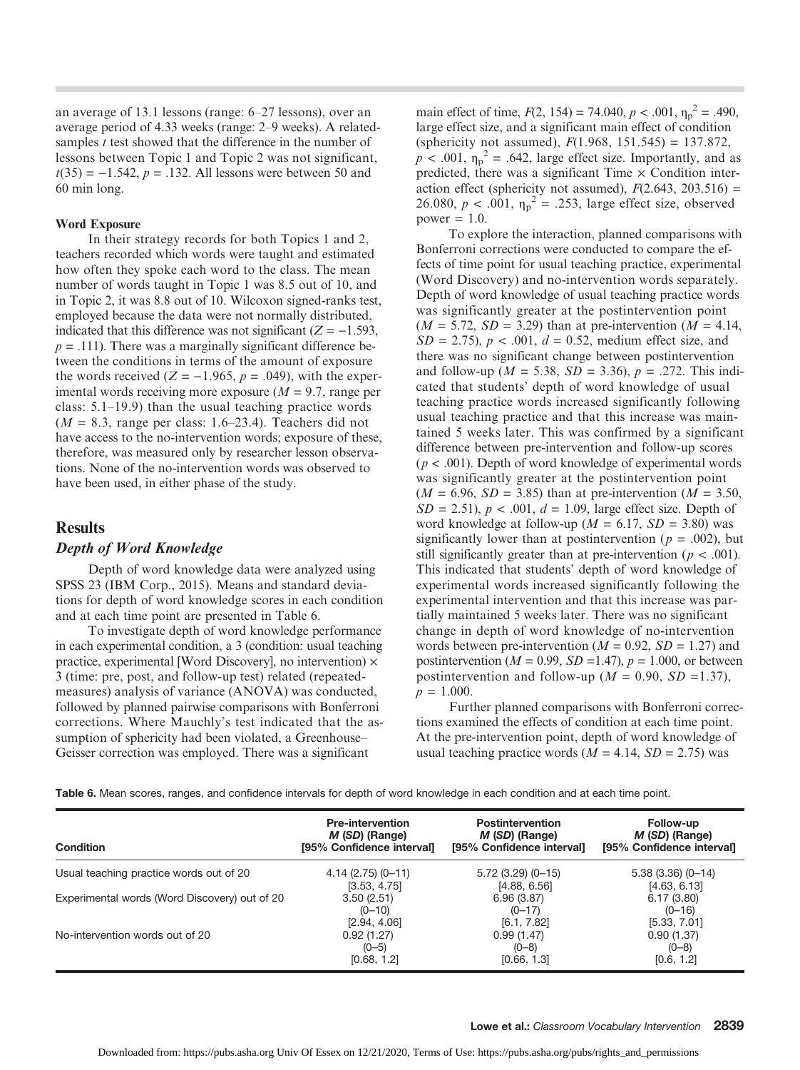an average of 13.1 lessons (range: 6–27 lessons), over an average period of 4.33 weeks (range: 2–9 weeks). A related-samples *t* test showed that the difference in the number of lessons between Topic 1 and Topic 2 was not significant, $t(35) = -1.542$, $p = .132$. All lessons were between 50 and 60 min long.

#### Word Exposure

In their strategy records for both Topics 1 and 2, teachers recorded which words were taught and estimated how often they spoke each word to the class. The mean number of words taught in Topic 1 was 8.5 out of 10, and in Topic 2, it was 8.8 out of 10. Wilcoxon signed-ranks test, employed because the data were not normally distributed, indicated that this difference was not significant ($Z = -1.593$, $p = .111$). There was a marginally significant difference between the conditions in terms of the amount of exposure the words received ($Z = -1.965$, $p = .049$), with the experimental words receiving more exposure ($M = 9.7$, range per class: 5.1–19.9) than the usual teaching practice words ($M = 8.3$, range per class: 1.6–23.4). Teachers did not have access to the no-intervention words; exposure of these, therefore, was measured only by researcher lesson observations. None of the no-intervention words was observed to have been used, in either phase of the study.

## Results

### *Depth of Word Knowledge*

Depth of word knowledge data were analyzed using SPSS 23 (IBM Corp., 2015). Means and standard deviations for depth of word knowledge scores in each condition and at each time point are presented in Table 6.

To investigate depth of word knowledge performance in each experimental condition, a 3 (condition: usual teaching practice, experimental [Word Discovery], no intervention) × 3 (time: pre, post, and follow-up test) related (repeated-measures) analysis of variance (ANOVA) was conducted, followed by planned pairwise comparisons with Bonferroni corrections. Where Mauchly's test indicated that the assumption of sphericity had been violated, a Greenhouse–Geisser correction was employed. There was a significant main effect of time, $F(2, 154) = 74.040$, $p < .001$, $\eta_p^2 = .490$, large effect size, and a significant main effect of condition (sphericity not assumed), $F(1.968, 151.545) = 137.872$, $p < .001$, $\eta_p^2 = .642$, large effect size. Importantly, and as predicted, there was a significant Time × Condition interaction effect (sphericity not assumed), $F(2.643, 203.516) = 26.080$, $p < .001$, $\eta_p^2 = .253$, large effect size, observed power = 1.0.

To explore the interaction, planned comparisons with Bonferroni corrections were conducted to compare the effects of time point for usual teaching practice, experimental (Word Discovery) and no-intervention words separately. Depth of word knowledge of usual teaching practice words was significantly greater at the postintervention point ($M = 5.72$, $SD = 3.29$) than at pre-intervention ($M = 4.14$, $SD = 2.75$), $p < .001$, $d = 0.52$, medium effect size, and there was no significant change between postintervention and follow-up ($M = 5.38$, $SD = 3.36$), $p = .272$. This indicated that students' depth of word knowledge of usual teaching practice words increased significantly following usual teaching practice and that this increase was maintained 5 weeks later. This was confirmed by a significant difference between pre-intervention and follow-up scores ($p < .001$). Depth of word knowledge of experimental words was significantly greater at the postintervention point ($M = 6.96$, $SD = 3.85$) than at pre-intervention ($M = 3.50$, $SD = 2.51$), $p < .001$, $d = 1.09$, large effect size. Depth of word knowledge at follow-up ($M = 6.17$, $SD = 3.80$) was significantly lower than at postintervention ($p = .002$), but still significantly greater than at pre-intervention ($p < .001$). This indicated that students' depth of word knowledge of experimental words increased significantly following the experimental intervention and that this increase was partially maintained 5 weeks later. There was no significant change in depth of word knowledge of no-intervention words between pre-intervention ($M = 0.92$, $SD = 1.27$) and postintervention ($M = 0.99$, $SD = 1.47$), $p = 1.000$, or between postintervention and follow-up ($M = 0.90$, $SD = 1.37$), $p = 1.000$.

Further planned comparisons with Bonferroni corrections examined the effects of condition at each time point. At the pre-intervention point, depth of word knowledge of usual teaching practice words ($M = 4.14$, $SD = 2.75$) was

**Table 6.** Mean scores, ranges, and confidence intervals for depth of word knowledge in each condition and at each time point.

| Condition | Pre-intervention *M* (*SD*) (Range) [95% Confidence interval] | Postintervention *M* (*SD*) (Range) [95% Confidence interval] | Follow-up *M* (*SD*) (Range) [95% Confidence interval] |
|---|---|---|---|
| Usual teaching practice words out of 20 | 4.14 (2.75) (0–11) [3.53, 4.75] | 5.72 (3.29) (0–15) [4.88, 6.56] | 5.38 (3.36) (0–14) [4.63, 6.13] |
| Experimental words (Word Discovery) out of 20 | 3.50 (2.51) (0–10) [2.94, 4.06] | 6.96 (3.87) (0–17) [6.1, 7.82] | 6.17 (3.80) (0–16) [5.33, 7.01] |
| No-intervention words out of 20 | 0.92 (1.27) (0–5) [0.68, 1.2] | 0.99 (1.47) (0–8) [0.66, 1.3] | 0.90 (1.37) (0–8) [0.6, 1.2] |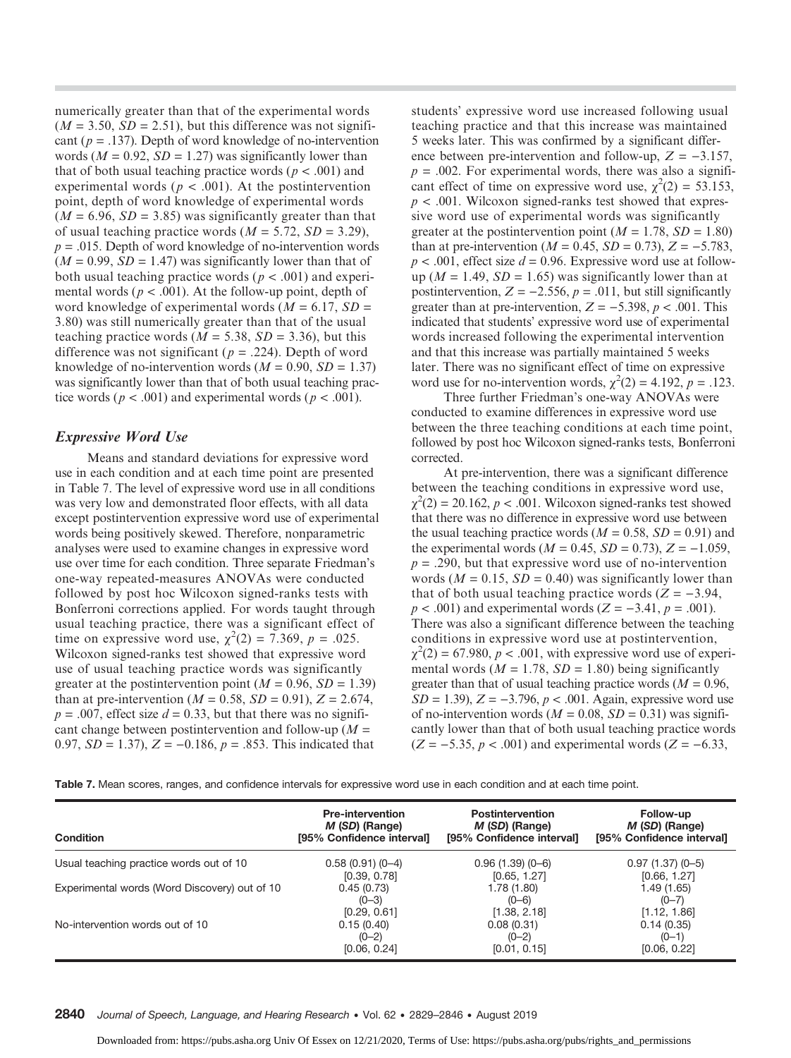numerically greater than that of the experimental words ($M = 3.50$, $SD = 2.51$), but this difference was not significant ($p = .137$). Depth of word knowledge of no-intervention words ($M = 0.92$, $SD = 1.27$) was significantly lower than that of both usual teaching practice words ($p < .001$) and experimental words ($p < .001$). At the postintervention point, depth of word knowledge of experimental words ($M = 6.96$, $SD = 3.85$) was significantly greater than that of usual teaching practice words ($M = 5.72$, $SD = 3.29$), $p = .015$. Depth of word knowledge of no-intervention words ($M = 0.99$, $SD = 1.47$) was significantly lower than that of both usual teaching practice words ($p < .001$) and experimental words ($p < .001$). At the follow-up point, depth of word knowledge of experimental words ($M = 6.17$, $SD = 3.80$) was still numerically greater than that of the usual teaching practice words ($M = 5.38$, $SD = 3.36$), but this difference was not significant ($p = .224$). Depth of word knowledge of no-intervention words ($M = 0.90$, $SD = 1.37$) was significantly lower than that of both usual teaching practice words ($p < .001$) and experimental words ($p < .001$).

### Expressive Word Use

Means and standard deviations for expressive word use in each condition and at each time point are presented in Table 7. The level of expressive word use in all conditions was very low and demonstrated floor effects, with all data except postintervention expressive word use of experimental words being positively skewed. Therefore, nonparametric analyses were used to examine changes in expressive word use over time for each condition. Three separate Friedman's one-way repeated-measures ANOVAs were conducted followed by post hoc Wilcoxon signed-ranks tests with Bonferroni corrections applied. For words taught through usual teaching practice, there was a significant effect of time on expressive word use, $\chi^2(2) = 7.369$, $p = .025$. Wilcoxon signed-ranks test showed that expressive word use of usual teaching practice words was significantly greater at the postintervention point ($M = 0.96$, $SD = 1.39$) than at pre-intervention ($M = 0.58$, $SD = 0.91$), $Z = 2.674$, $p = .007$, effect size $d = 0.33$, but that there was no significant change between postintervention and follow-up ($M = 0.97$, $SD = 1.37$), $Z = -0.186$, $p = .853$. This indicated that students' expressive word use increased following usual teaching practice and that this increase was maintained 5 weeks later. This was confirmed by a significant difference between pre-intervention and follow-up, $Z = -3.157$, $p = .002$. For experimental words, there was also a significant effect of time on expressive word use, $\chi^2(2) = 53.153$, $p < .001$. Wilcoxon signed-ranks test showed that expressive word use of experimental words was significantly greater at the postintervention point ($M = 1.78$, $SD = 1.80$) than at pre-intervention ($M = 0.45$, $SD = 0.73$), $Z = -5.783$, $p < .001$, effect size $d = 0.96$. Expressive word use at follow-up ($M = 1.49$, $SD = 1.65$) was significantly lower than at postintervention, $Z = -2.556$, $p = .011$, but still significantly greater than at pre-intervention, $Z = -5.398$, $p < .001$. This indicated that students' expressive word use of experimental words increased following the experimental intervention and that this increase was partially maintained 5 weeks later. There was no significant effect of time on expressive word use for no-intervention words, $\chi^2(2) = 4.192$, $p = .123$.

Three further Friedman's one-way ANOVAs were conducted to examine differences in expressive word use between the three teaching conditions at each time point, followed by post hoc Wilcoxon signed-ranks tests, Bonferroni corrected.

At pre-intervention, there was a significant difference between the teaching conditions in expressive word use, $\chi^2(2) = 20.162$, $p < .001$. Wilcoxon signed-ranks test showed that there was no difference in expressive word use between the usual teaching practice words ($M = 0.58$, $SD = 0.91$) and the experimental words ($M = 0.45$, $SD = 0.73$), $Z = -1.059$, $p = .290$, but that expressive word use of no-intervention words ($M = 0.15$, $SD = 0.40$) was significantly lower than that of both usual teaching practice words ($Z = -3.94$, $p < .001$) and experimental words ($Z = -3.41$, $p = .001$). There was also a significant difference between the teaching conditions in expressive word use at postintervention, $\chi^2(2) = 67.980$, $p < .001$, with expressive word use of experimental words ($M = 1.78$, $SD = 1.80$) being significantly greater than that of usual teaching practice words ($M = 0.96$, $SD = 1.39$), $Z = -3.796$, $p < .001$. Again, expressive word use of no-intervention words ($M = 0.08$, $SD = 0.31$) was significantly lower than that of both usual teaching practice words ($Z = -5.35$, $p < .001$) and experimental words ($Z = -6.33$,

**Table 7.** Mean scores, ranges, and confidence intervals for expressive word use in each condition and at each time point.

| Condition | Pre-intervention *M* (*SD*) (Range) [95% Confidence interval] | Postintervention *M* (*SD*) (Range) [95% Confidence interval] | Follow-up *M* (*SD*) (Range) [95% Confidence interval] |
|---|---|---|---|
| Usual teaching practice words out of 10 | 0.58 (0.91) (0–4) [0.39, 0.78] | 0.96 (1.39) (0–6) [0.65, 1.27] | 0.97 (1.37) (0–5) [0.66, 1.27] |
| Experimental words (Word Discovery) out of 10 | 0.45 (0.73) (0–3) [0.29, 0.61] | 1.78 (1.80) (0–6) [1.38, 2.18] | 1.49 (1.65) (0–7) [1.12, 1.86] |
| No-intervention words out of 10 | 0.15 (0.40) (0–2) [0.06, 0.24] | 0.08 (0.31) (0–2) [0.01, 0.15] | 0.14 (0.35) (0–1) [0.06, 0.22] |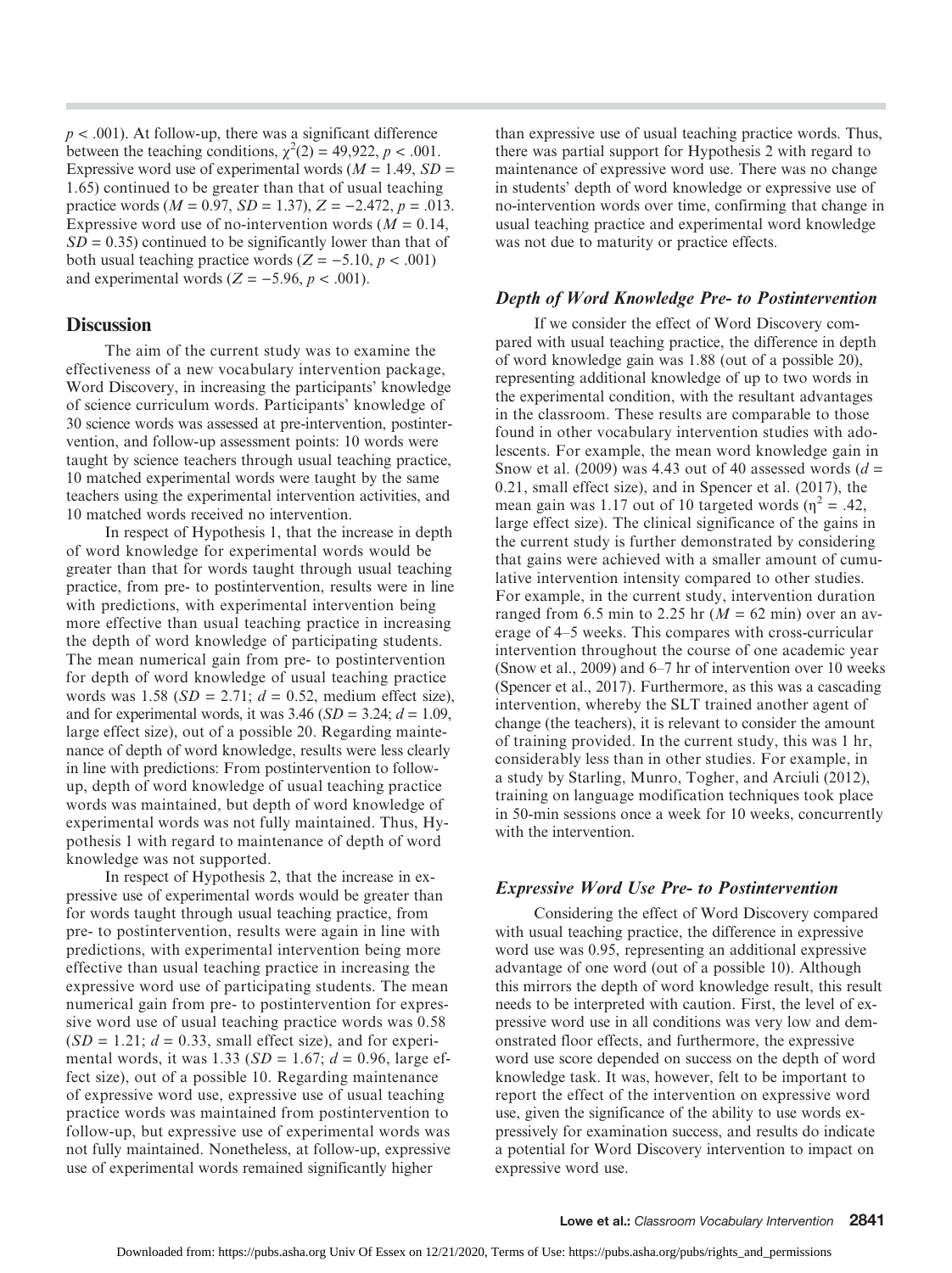$p < .001$). At follow-up, there was a significant difference between the teaching conditions, $\chi^2(2) = 49{,}922$, $p < .001$. Expressive word use of experimental words ($M = 1.49$, $SD = 1.65$) continued to be greater than that of usual teaching practice words ($M = 0.97$, $SD = 1.37$), $Z = -2.472$, $p = .013$. Expressive word use of no-intervention words ($M = 0.14$, $SD = 0.35$) continued to be significantly lower than that of both usual teaching practice words ($Z = -5.10$, $p < .001$) and experimental words ($Z = -5.96$, $p < .001$).

## Discussion

The aim of the current study was to examine the effectiveness of a new vocabulary intervention package, Word Discovery, in increasing the participants' knowledge of science curriculum words. Participants' knowledge of 30 science words was assessed at pre-intervention, postintervention, and follow-up assessment points: 10 words were taught by science teachers through usual teaching practice, 10 matched experimental words were taught by the same teachers using the experimental intervention activities, and 10 matched words received no intervention.

In respect of Hypothesis 1, that the increase in depth of word knowledge for experimental words would be greater than that for words taught through usual teaching practice, from pre- to postintervention, results were in line with predictions, with experimental intervention being more effective than usual teaching practice in increasing the depth of word knowledge of participating students. The mean numerical gain from pre- to postintervention for depth of word knowledge of usual teaching practice words was 1.58 ($SD = 2.71$; $d = 0.52$, medium effect size), and for experimental words, it was 3.46 ($SD = 3.24$; $d = 1.09$, large effect size), out of a possible 20. Regarding maintenance of depth of word knowledge, results were less clearly in line with predictions: From postintervention to follow-up, depth of word knowledge of usual teaching practice words was maintained, but depth of word knowledge of experimental words was not fully maintained. Thus, Hypothesis 1 with regard to maintenance of depth of word knowledge was not supported.

In respect of Hypothesis 2, that the increase in expressive use of experimental words would be greater than for words taught through usual teaching practice, from pre- to postintervention, results were again in line with predictions, with experimental intervention being more effective than usual teaching practice in increasing the expressive word use of participating students. The mean numerical gain from pre- to postintervention for expressive word use of usual teaching practice words was 0.58 ($SD = 1.21$; $d = 0.33$, small effect size), and for experimental words, it was 1.33 ($SD = 1.67$; $d = 0.96$, large effect size), out of a possible 10. Regarding maintenance of expressive word use, expressive use of usual teaching practice words was maintained from postintervention to follow-up, but expressive use of experimental words was not fully maintained. Nonetheless, at follow-up, expressive use of experimental words remained significantly higher than expressive use of usual teaching practice words. Thus, there was partial support for Hypothesis 2 with regard to maintenance of expressive word use. There was no change in students' depth of word knowledge or expressive use of no-intervention words over time, confirming that change in usual teaching practice and experimental word knowledge was not due to maturity or practice effects.

### *Depth of Word Knowledge Pre- to Postintervention*

If we consider the effect of Word Discovery compared with usual teaching practice, the difference in depth of word knowledge gain was 1.88 (out of a possible 20), representing additional knowledge of up to two words in the experimental condition, with the resultant advantages in the classroom. These results are comparable to those found in other vocabulary intervention studies with adolescents. For example, the mean word knowledge gain in Snow et al. (2009) was 4.43 out of 40 assessed words ($d = 0.21$, small effect size), and in Spencer et al. (2017), the mean gain was 1.17 out of 10 targeted words ($\eta^2 = .42$, large effect size). The clinical significance of the gains in the current study is further demonstrated by considering that gains were achieved with a smaller amount of cumulative intervention intensity compared to other studies. For example, in the current study, intervention duration ranged from 6.5 min to 2.25 hr ($M = 62$ min) over an average of 4–5 weeks. This compares with cross-curricular intervention throughout the course of one academic year (Snow et al., 2009) and 6–7 hr of intervention over 10 weeks (Spencer et al., 2017). Furthermore, as this was a cascading intervention, whereby the SLT trained another agent of change (the teachers), it is relevant to consider the amount of training provided. In the current study, this was 1 hr, considerably less than in other studies. For example, in a study by Starling, Munro, Togher, and Arciuli (2012), training on language modification techniques took place in 50-min sessions once a week for 10 weeks, concurrently with the intervention.

### *Expressive Word Use Pre- to Postintervention*

Considering the effect of Word Discovery compared with usual teaching practice, the difference in expressive word use was 0.95, representing an additional expressive advantage of one word (out of a possible 10). Although this mirrors the depth of word knowledge result, this result needs to be interpreted with caution. First, the level of expressive word use in all conditions was very low and demonstrated floor effects, and furthermore, the expressive word use score depended on success on the depth of word knowledge task. It was, however, felt to be important to report the effect of the intervention on expressive word use, given the significance of the ability to use words expressively for examination success, and results do indicate a potential for Word Discovery intervention to impact on expressive word use.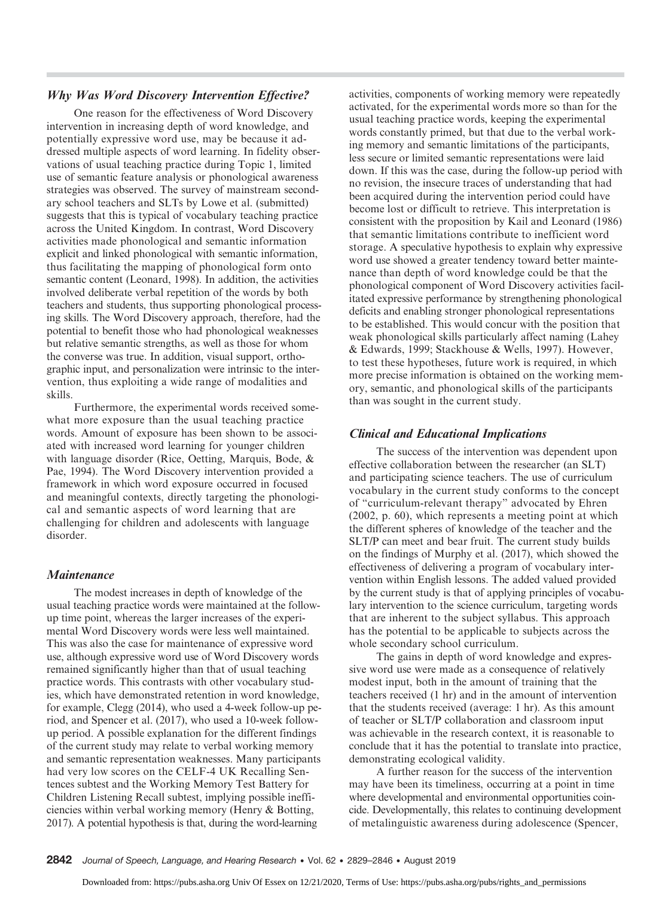### *Why Was Word Discovery Intervention Effective?*

One reason for the effectiveness of Word Discovery intervention in increasing depth of word knowledge, and potentially expressive word use, may be because it addressed multiple aspects of word learning. In fidelity observations of usual teaching practice during Topic 1, limited use of semantic feature analysis or phonological awareness strategies was observed. The survey of mainstream secondary school teachers and SLTs by Lowe et al. (submitted) suggests that this is typical of vocabulary teaching practice across the United Kingdom. In contrast, Word Discovery activities made phonological and semantic information explicit and linked phonological with semantic information, thus facilitating the mapping of phonological form onto semantic content (Leonard, 1998). In addition, the activities involved deliberate verbal repetition of the words by both teachers and students, thus supporting phonological processing skills. The Word Discovery approach, therefore, had the potential to benefit those who had phonological weaknesses but relative semantic strengths, as well as those for whom the converse was true. In addition, visual support, orthographic input, and personalization were intrinsic to the intervention, thus exploiting a wide range of modalities and skills.

Furthermore, the experimental words received somewhat more exposure than the usual teaching practice words. Amount of exposure has been shown to be associated with increased word learning for younger children with language disorder (Rice, Oetting, Marquis, Bode, & Pae, 1994). The Word Discovery intervention provided a framework in which word exposure occurred in focused and meaningful contexts, directly targeting the phonological and semantic aspects of word learning that are challenging for children and adolescents with language disorder.

### *Maintenance*

The modest increases in depth of knowledge of the usual teaching practice words were maintained at the follow-up time point, whereas the larger increases of the experimental Word Discovery words were less well maintained. This was also the case for maintenance of expressive word use, although expressive word use of Word Discovery words remained significantly higher than that of usual teaching practice words. This contrasts with other vocabulary studies, which have demonstrated retention in word knowledge, for example, Clegg (2014), who used a 4-week follow-up period, and Spencer et al. (2017), who used a 10-week follow-up period. A possible explanation for the different findings of the current study may relate to verbal working memory and semantic representation weaknesses. Many participants had very low scores on the CELF-4 UK Recalling Sentences subtest and the Working Memory Test Battery for Children Listening Recall subtest, implying possible inefficiencies within verbal working memory (Henry & Botting, 2017). A potential hypothesis is that, during the word-learning activities, components of working memory were repeatedly activated, for the experimental words more so than for the usual teaching practice words, keeping the experimental words constantly primed, but that due to the verbal working memory and semantic limitations of the participants, less secure or limited semantic representations were laid down. If this was the case, during the follow-up period with no revision, the insecure traces of understanding that had been acquired during the intervention period could have become lost or difficult to retrieve. This interpretation is consistent with the proposition by Kail and Leonard (1986) that semantic limitations contribute to inefficient word storage. A speculative hypothesis to explain why expressive word use showed a greater tendency toward better maintenance than depth of word knowledge could be that the phonological component of Word Discovery activities facilitated expressive performance by strengthening phonological deficits and enabling stronger phonological representations to be established. This would concur with the position that weak phonological skills particularly affect naming (Lahey & Edwards, 1999; Stackhouse & Wells, 1997). However, to test these hypotheses, future work is required, in which more precise information is obtained on the working memory, semantic, and phonological skills of the participants than was sought in the current study.

### *Clinical and Educational Implications*

The success of the intervention was dependent upon effective collaboration between the researcher (an SLT) and participating science teachers. The use of curriculum vocabulary in the current study conforms to the concept of "curriculum-relevant therapy" advocated by Ehren (2002, p. 60), which represents a meeting point at which the different spheres of knowledge of the teacher and the SLT/P can meet and bear fruit. The current study builds on the findings of Murphy et al. (2017), which showed the effectiveness of delivering a program of vocabulary intervention within English lessons. The added valued provided by the current study is that of applying principles of vocabulary intervention to the science curriculum, targeting words that are inherent to the subject syllabus. This approach has the potential to be applicable to subjects across the whole secondary school curriculum.

The gains in depth of word knowledge and expressive word use were made as a consequence of relatively modest input, both in the amount of training that the teachers received (1 hr) and in the amount of intervention that the students received (average: 1 hr). As this amount of teacher or SLT/P collaboration and classroom input was achievable in the research context, it is reasonable to conclude that it has the potential to translate into practice, demonstrating ecological validity.

A further reason for the success of the intervention may have been its timeliness, occurring at a point in time where developmental and environmental opportunities coincide. Developmentally, this relates to continuing development of metalinguistic awareness during adolescence (Spencer,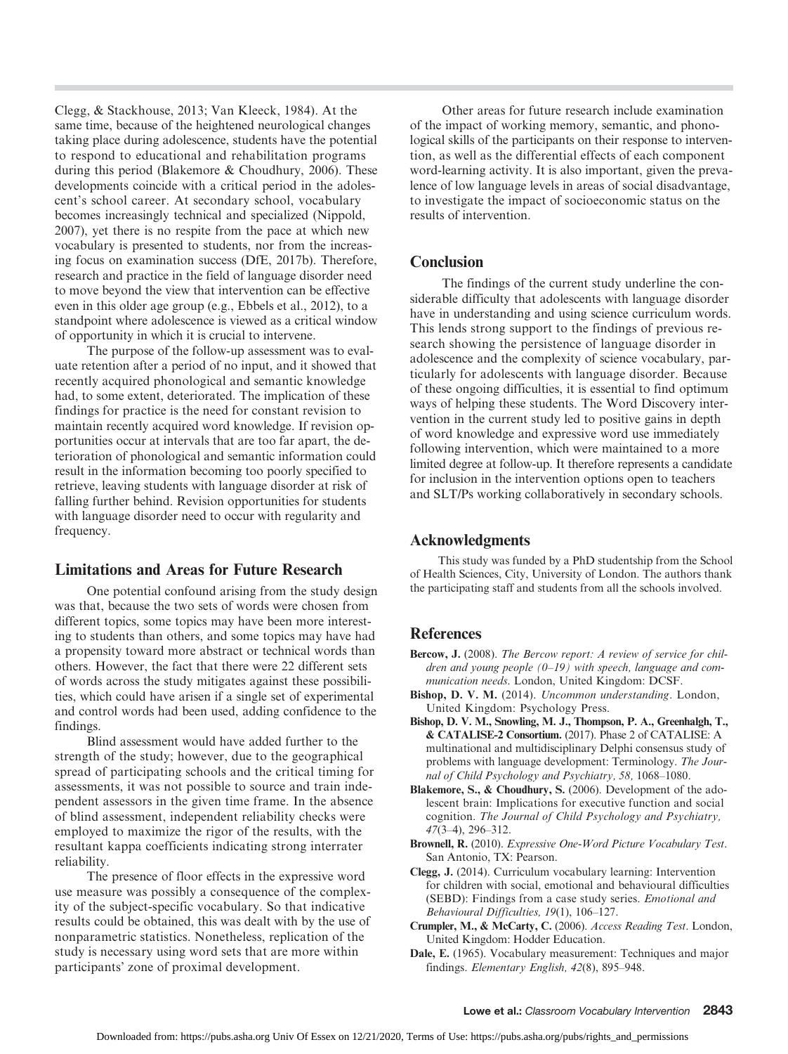Clegg, & Stackhouse, 2013; Van Kleeck, 1984). At the same time, because of the heightened neurological changes taking place during adolescence, students have the potential to respond to educational and rehabilitation programs during this period (Blakemore & Choudhury, 2006). These developments coincide with a critical period in the adolescent's school career. At secondary school, vocabulary becomes increasingly technical and specialized (Nippold, 2007), yet there is no respite from the pace at which new vocabulary is presented to students, nor from the increasing focus on examination success (DfE, 2017b). Therefore, research and practice in the field of language disorder need to move beyond the view that intervention can be effective even in this older age group (e.g., Ebbels et al., 2012), to a standpoint where adolescence is viewed as a critical window of opportunity in which it is crucial to intervene.

The purpose of the follow-up assessment was to evaluate retention after a period of no input, and it showed that recently acquired phonological and semantic knowledge had, to some extent, deteriorated. The implication of these findings for practice is the need for constant revision to maintain recently acquired word knowledge. If revision opportunities occur at intervals that are too far apart, the deterioration of phonological and semantic information could result in the information becoming too poorly specified to retrieve, leaving students with language disorder at risk of falling further behind. Revision opportunities for students with language disorder need to occur with regularity and frequency.

## Limitations and Areas for Future Research

One potential confound arising from the study design was that, because the two sets of words were chosen from different topics, some topics may have been more interesting to students than others, and some topics may have had a propensity toward more abstract or technical words than others. However, the fact that there were 22 different sets of words across the study mitigates against these possibilities, which could have arisen if a single set of experimental and control words had been used, adding confidence to the findings.

Blind assessment would have added further to the strength of the study; however, due to the geographical spread of participating schools and the critical timing for assessments, it was not possible to source and train independent assessors in the given time frame. In the absence of blind assessment, independent reliability checks were employed to maximize the rigor of the results, with the resultant kappa coefficients indicating strong interrater reliability.

The presence of floor effects in the expressive word use measure was possibly a consequence of the complexity of the subject-specific vocabulary. So that indicative results could be obtained, this was dealt with by the use of nonparametric statistics. Nonetheless, replication of the study is necessary using word sets that are more within participants' zone of proximal development.

Other areas for future research include examination of the impact of working memory, semantic, and phonological skills of the participants on their response to intervention, as well as the differential effects of each component word-learning activity. It is also important, given the prevalence of low language levels in areas of social disadvantage, to investigate the impact of socioeconomic status on the results of intervention.

## Conclusion

The findings of the current study underline the considerable difficulty that adolescents with language disorder have in understanding and using science curriculum words. This lends strong support to the findings of previous research showing the persistence of language disorder in adolescence and the complexity of science vocabulary, particularly for adolescents with language disorder. Because of these ongoing difficulties, it is essential to find optimum ways of helping these students. The Word Discovery intervention in the current study led to positive gains in depth of word knowledge and expressive word use immediately following intervention, which were maintained to a more limited degree at follow-up. It therefore represents a candidate for inclusion in the intervention options open to teachers and SLT/Ps working collaboratively in secondary schools.

## Acknowledgments

This study was funded by a PhD studentship from the School of Health Sciences, City, University of London. The authors thank the participating staff and students from all the schools involved.

## References

**Bercow, J.** (2008). *The Bercow report: A review of service for children and young people (0–19) with speech, language and communication needs*. London, United Kingdom: DCSF.

**Bishop, D. V. M.** (2014). *Uncommon understanding*. London, United Kingdom: Psychology Press.

**Bishop, D. V. M., Snowling, M. J., Thompson, P. A., Greenhalgh, T., & CATALISE-2 Consortium.** (2017). Phase 2 of CATALISE: A multinational and multidisciplinary Delphi consensus study of problems with language development: Terminology. *The Journal of Child Psychology and Psychiatry, 58,* 1068–1080.

**Blakemore, S., & Choudhury, S.** (2006). Development of the adolescent brain: Implications for executive function and social cognition. *The Journal of Child Psychology and Psychiatry, 47*(3–4), 296–312.

**Brownell, R.** (2010). *Expressive One-Word Picture Vocabulary Test*. San Antonio, TX: Pearson.

**Clegg, J.** (2014). Curriculum vocabulary learning: Intervention for children with social, emotional and behavioural difficulties (SEBD): Findings from a case study series. *Emotional and Behavioural Difficulties, 19*(1), 106–127.

**Crumpler, M., & McCarty, C.** (2006). *Access Reading Test*. London, United Kingdom: Hodder Education.

**Dale, E.** (1965). Vocabulary measurement: Techniques and major findings. *Elementary English, 42*(8), 895–948.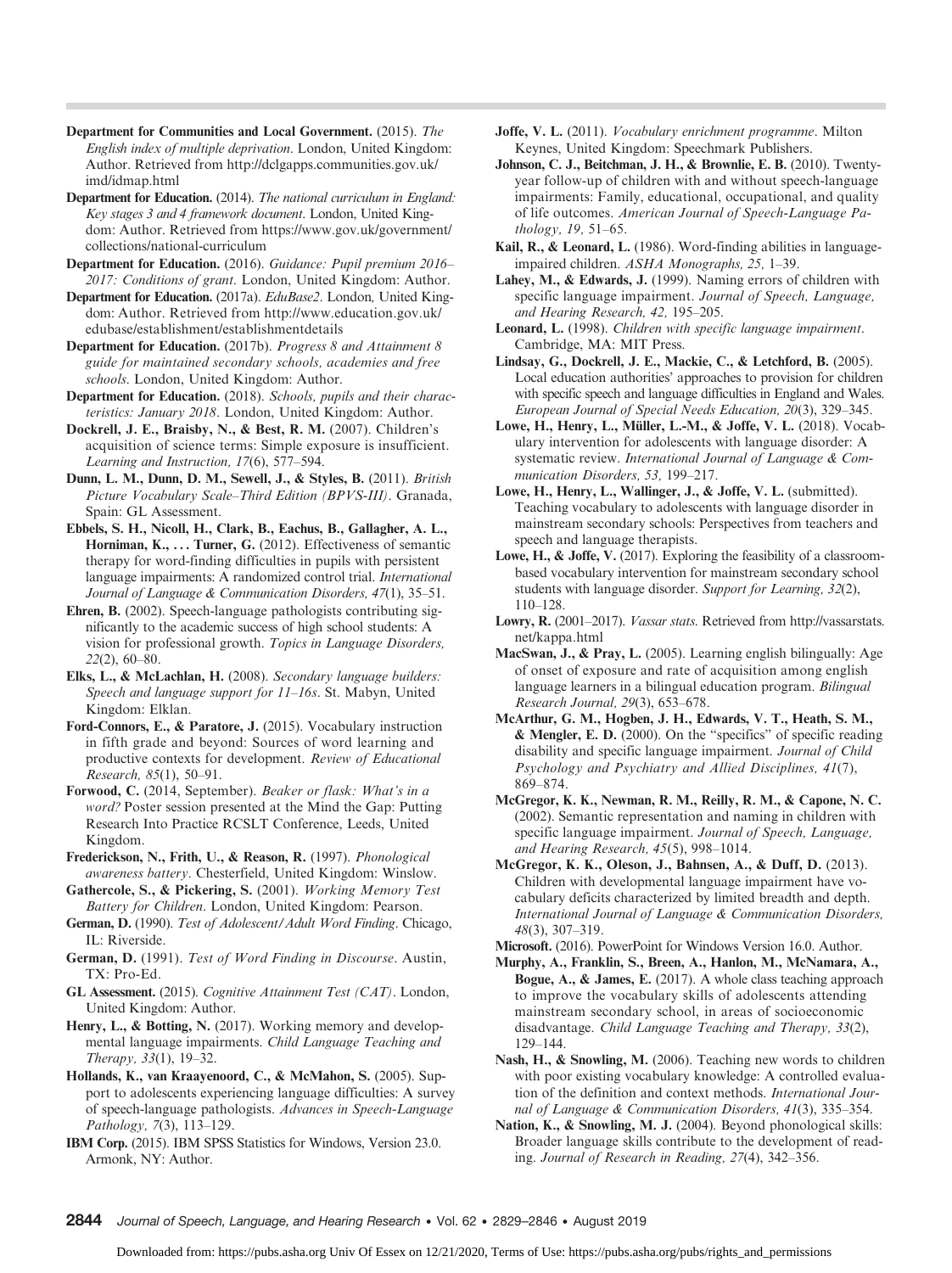**Department for Communities and Local Government.** (2015). *The English index of multiple deprivation*. London, United Kingdom: Author. Retrieved from http://dclgapps.communities.gov.uk/imd/idmap.html

**Department for Education.** (2014). *The national curriculum in England: Key stages 3 and 4 framework document*. London, United Kingdom: Author. Retrieved from https://www.gov.uk/government/collections/national-curriculum

**Department for Education.** (2016). *Guidance: Pupil premium 2016–2017: Conditions of grant*. London, United Kingdom: Author.

**Department for Education.** (2017a). *EduBase2*. London, United Kingdom: Author. Retrieved from http://www.education.gov.uk/edubase/establishment/establishmentdetails

**Department for Education.** (2017b). *Progress 8 and Attainment 8 guide for maintained secondary schools, academies and free schools*. London, United Kingdom: Author.

**Department for Education.** (2018). *Schools, pupils and their characteristics: January 2018*. London, United Kingdom: Author.

**Dockrell, J. E., Braisby, N., & Best, R. M.** (2007). Children's acquisition of science terms: Simple exposure is insufficient. *Learning and Instruction, 17*(6), 577–594.

**Dunn, L. M., Dunn, D. M., Sewell, J., & Styles, B.** (2011). *British Picture Vocabulary Scale–Third Edition (BPVS-III)*. Granada, Spain: GL Assessment.

**Ebbels, S. H., Nicoll, H., Clark, B., Eachus, B., Gallagher, A. L., Horniman, K., . . . Turner, G.** (2012). Effectiveness of semantic therapy for word-finding difficulties in pupils with persistent language impairments: A randomized control trial. *International Journal of Language & Communication Disorders, 47*(1), 35–51.

**Ehren, B.** (2002). Speech-language pathologists contributing significantly to the academic success of high school students: A vision for professional growth. *Topics in Language Disorders, 22*(2), 60–80.

**Elks, L., & McLachlan, H.** (2008). *Secondary language builders: Speech and language support for 11–16s*. St. Mabyn, United Kingdom: Elklan.

**Ford-Connors, E., & Paratore, J.** (2015). Vocabulary instruction in fifth grade and beyond: Sources of word learning and productive contexts for development. *Review of Educational Research, 85*(1), 50–91.

**Forwood, C.** (2014, September). *Beaker or flask: What's in a word?* Poster session presented at the Mind the Gap: Putting Research Into Practice RCSLT Conference, Leeds, United Kingdom.

**Frederickson, N., Frith, U., & Reason, R.** (1997). *Phonological awareness battery*. Chesterfield, United Kingdom: Winslow.

**Gathercole, S., & Pickering, S.** (2001). *Working Memory Test Battery for Children*. London, United Kingdom: Pearson.

**German, D.** (1990). *Test of Adolescent/Adult Word Finding*. Chicago, IL: Riverside.

**German, D.** (1991). *Test of Word Finding in Discourse*. Austin, TX: Pro-Ed.

**GL Assessment.** (2015). *Cognitive Attainment Test (CAT)*. London, United Kingdom: Author.

**Henry, L., & Botting, N.** (2017). Working memory and developmental language impairments. *Child Language Teaching and Therapy, 33*(1), 19–32.

**Hollands, K., van Kraayenoord, C., & McMahon, S.** (2005). Support to adolescents experiencing language difficulties: A survey of speech-language pathologists. *Advances in Speech-Language Pathology, 7*(3), 113–129.

**IBM Corp.** (2015). IBM SPSS Statistics for Windows, Version 23.0. Armonk, NY: Author.

**Joffe, V. L.** (2011). *Vocabulary enrichment programme*. Milton Keynes, United Kingdom: Speechmark Publishers.

**Johnson, C. J., Beitchman, J. H., & Brownlie, E. B.** (2010). Twenty-year follow-up of children with and without speech-language impairments: Family, educational, occupational, and quality of life outcomes. *American Journal of Speech-Language Pathology, 19,* 51–65.

**Kail, R., & Leonard, L.** (1986). Word-finding abilities in language-impaired children. *ASHA Monographs, 25,* 1–39.

**Lahey, M., & Edwards, J.** (1999). Naming errors of children with specific language impairment. *Journal of Speech, Language, and Hearing Research, 42,* 195–205.

**Leonard, L.** (1998). *Children with specific language impairment*. Cambridge, MA: MIT Press.

**Lindsay, G., Dockrell, J. E., Mackie, C., & Letchford, B.** (2005). Local education authorities' approaches to provision for children with specific speech and language difficulties in England and Wales. *European Journal of Special Needs Education, 20*(3), 329–345.

**Lowe, H., Henry, L., Müller, L.-M., & Joffe, V. L.** (2018). Vocabulary intervention for adolescents with language disorder: A systematic review. *International Journal of Language & Communication Disorders, 53,* 199–217.

**Lowe, H., Henry, L., Wallinger, J., & Joffe, V. L.** (submitted). Teaching vocabulary to adolescents with language disorder in mainstream secondary schools: Perspectives from teachers and speech and language therapists.

**Lowe, H., & Joffe, V.** (2017). Exploring the feasibility of a classroom-based vocabulary intervention for mainstream secondary school students with language disorder. *Support for Learning, 32*(2), 110–128.

**Lowry, R.** (2001–2017). *Vassar stats*. Retrieved from http://vassarstats.net/kappa.html

**MacSwan, J., & Pray, L.** (2005). Learning english bilingually: Age of onset of exposure and rate of acquisition among english language learners in a bilingual education program. *Bilingual Research Journal, 29*(3), 653–678.

**McArthur, G. M., Hogben, J. H., Edwards, V. T., Heath, S. M., & Mengler, E. D.** (2000). On the "specifics" of specific reading disability and specific language impairment. *Journal of Child Psychology and Psychiatry and Allied Disciplines, 41*(7), 869–874.

**McGregor, K. K., Newman, R. M., Reilly, R. M., & Capone, N. C.** (2002). Semantic representation and naming in children with specific language impairment. *Journal of Speech, Language, and Hearing Research, 45*(5), 998–1014.

**McGregor, K. K., Oleson, J., Bahnsen, A., & Duff, D.** (2013). Children with developmental language impairment have vocabulary deficits characterized by limited breadth and depth. *International Journal of Language & Communication Disorders, 48*(3), 307–319.

**Microsoft.** (2016). PowerPoint for Windows Version 16.0. Author.

**Murphy, A., Franklin, S., Breen, A., Hanlon, M., McNamara, A., Bogue, A., & James, E.** (2017). A whole class teaching approach to improve the vocabulary skills of adolescents attending mainstream secondary school, in areas of socioeconomic disadvantage. *Child Language Teaching and Therapy, 33*(2), 129–144.

**Nash, H., & Snowling, M.** (2006). Teaching new words to children with poor existing vocabulary knowledge: A controlled evaluation of the definition and context methods. *International Journal of Language & Communication Disorders, 41*(3), 335–354.

**Nation, K., & Snowling, M. J.** (2004). Beyond phonological skills: Broader language skills contribute to the development of reading. *Journal of Research in Reading, 27*(4), 342–356.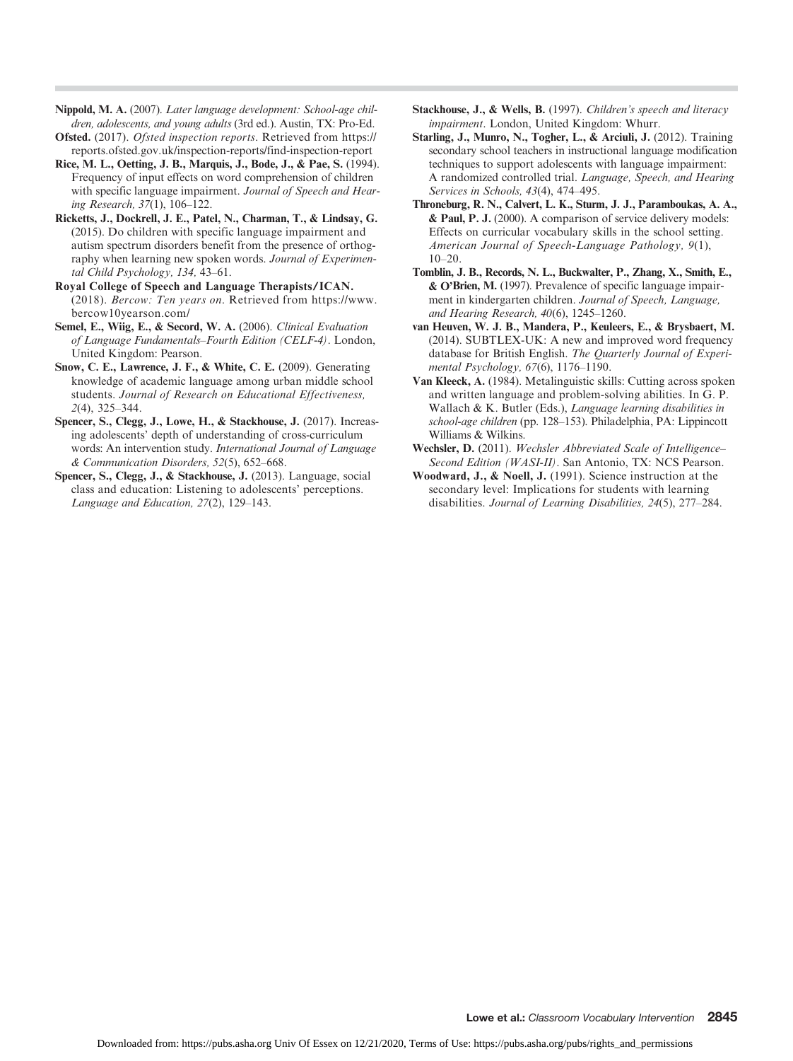**Nippold, M. A.** (2007). *Later language development: School-age children, adolescents, and young adults* (3rd ed.). Austin, TX: Pro-Ed.

**Ofsted.** (2017). *Ofsted inspection reports*. Retrieved from https://reports.ofsted.gov.uk/inspection-reports/find-inspection-report

**Rice, M. L., Oetting, J. B., Marquis, J., Bode, J., & Pae, S.** (1994). Frequency of input effects on word comprehension of children with specific language impairment. *Journal of Speech and Hearing Research, 37*(1), 106–122.

**Ricketts, J., Dockrell, J. E., Patel, N., Charman, T., & Lindsay, G.** (2015). Do children with specific language impairment and autism spectrum disorders benefit from the presence of orthography when learning new spoken words. *Journal of Experimental Child Psychology, 134,* 43–61.

**Royal College of Speech and Language Therapists/ICAN.** (2018). *Bercow: Ten years on*. Retrieved from https://www.bercow10yearson.com/

**Semel, E., Wiig, E., & Secord, W. A.** (2006). *Clinical Evaluation of Language Fundamentals–Fourth Edition (CELF-4)*. London, United Kingdom: Pearson.

**Snow, C. E., Lawrence, J. F., & White, C. E.** (2009). Generating knowledge of academic language among urban middle school students. *Journal of Research on Educational Effectiveness, 2*(4), 325–344.

**Spencer, S., Clegg, J., Lowe, H., & Stackhouse, J.** (2017). Increasing adolescents' depth of understanding of cross-curriculum words: An intervention study. *International Journal of Language & Communication Disorders, 52*(5), 652–668.

**Spencer, S., Clegg, J., & Stackhouse, J.** (2013). Language, social class and education: Listening to adolescents' perceptions. *Language and Education, 27*(2), 129–143.

**Stackhouse, J., & Wells, B.** (1997). *Children's speech and literacy impairment*. London, United Kingdom: Whurr.

**Starling, J., Munro, N., Togher, L., & Arciuli, J.** (2012). Training secondary school teachers in instructional language modification techniques to support adolescents with language impairment: A randomized controlled trial. *Language, Speech, and Hearing Services in Schools, 43*(4), 474–495.

**Throneburg, R. N., Calvert, L. K., Sturm, J. J., Paramboukas, A. A., & Paul, P. J.** (2000). A comparison of service delivery models: Effects on curricular vocabulary skills in the school setting. *American Journal of Speech-Language Pathology, 9*(1), 10–20.

**Tomblin, J. B., Records, N. L., Buckwalter, P., Zhang, X., Smith, E., & O'Brien, M.** (1997). Prevalence of specific language impairment in kindergarten children. *Journal of Speech, Language, and Hearing Research, 40*(6), 1245–1260.

**van Heuven, W. J. B., Mandera, P., Keuleers, E., & Brysbaert, M.** (2014). SUBTLEX-UK: A new and improved word frequency database for British English. *The Quarterly Journal of Experimental Psychology, 67*(6), 1176–1190.

**Van Kleeck, A.** (1984). Metalinguistic skills: Cutting across spoken and written language and problem-solving abilities. In G. P. Wallach & K. Butler (Eds.), *Language learning disabilities in school-age children* (pp. 128–153). Philadelphia, PA: Lippincott Williams & Wilkins.

**Wechsler, D.** (2011). *Wechsler Abbreviated Scale of Intelligence–Second Edition (WASI-II)*. San Antonio, TX: NCS Pearson.

**Woodward, J., & Noell, J.** (1991). Science instruction at the secondary level: Implications for students with learning disabilities. *Journal of Learning Disabilities, 24*(5), 277–284.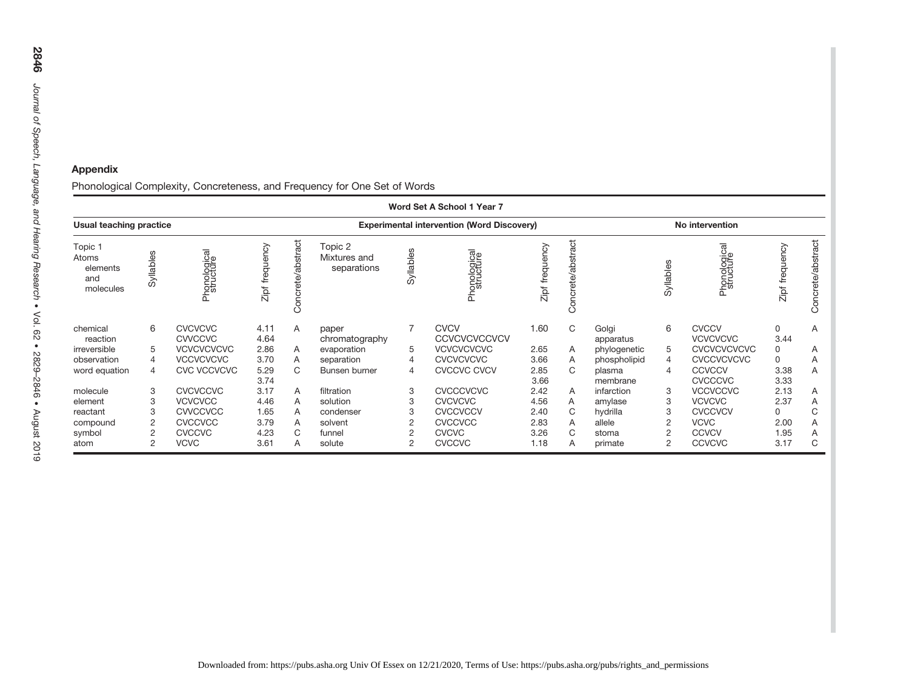## Appendix

Phonological Complexity, Concreteness, and Frequency for One Set of Words

| Word Set A School 1 Year 7 | | | | | | | | | | | | | | |
|---|---|---|---|---|---|---|---|---|---|---|---|---|---|---|
| **Usual teaching practice** | | | | | **Experimental intervention (Word Discovery)** | | | | | **No intervention** | | | | |
| Topic 1 Atoms elements and molecules | Syllables | Phonological structure | Zipf frequency | Concrete/abstract | Topic 2 Mixtures and separations | Syllables | Phonological structure | Zipf frequency | Concrete/abstract | | Syllables | Phonological structure | Zipf frequency | Concrete/abstract |
| chemical reaction | 6 | CVCVCVC CVVCCVC | 4.11 4.64 | A | paper chromatography | 7 | CVCV CCVCVCVCCVCV | 1.60 | C | Golgi apparatus | 6 | CVCCV VCVCVCVC | 0 3.44 | A |
| irreversible | 5 | VCVCVCVCVC | 2.86 | A | evaporation | 5 | VCVCVCVCVC | 2.65 | A | phylogenetic | 5 | CVCVCVCVCVC | 0 | A |
| observation | 4 | VCCVCVCVC | 3.70 | A | separation | 4 | CVCVCVCVC | 3.66 | A | phospholipid | 4 | CVCCVCVCVC | 0 | A |
| word equation | 4 | CVC VCCVCVC | 5.29 3.74 | C | Bunsen burner | 4 | CVCCVC CVCV | 2.85 3.66 | C | plasma membrane | 4 | CCVCCV CVCCCVC | 3.38 3.33 | A |
| molecule | 3 | CVCVCCVC | 3.17 | A | filtration | 3 | CVCCCVCVC | 2.42 | A | infarction | 3 | VCCVCCVC | 2.13 | A |
| element | 3 | VCVCVCC | 4.46 | A | solution | 3 | CVCVCVC | 4.56 | A | amylase | 3 | VCVCVC | 2.37 | A |
| reactant | 3 | CVVCCVCC | 1.65 | A | condenser | 3 | CVCCVCCV | 2.40 | C | hydrilla | 3 | CVCCVCV | 0 | C |
| compound | 2 | CVCCVCC | 3.79 | A | solvent | 2 | CVCCVCC | 2.83 | A | allele | 2 | VCVC | 2.00 | A |
| symbol | 2 | CVCCVC | 4.23 | C | funnel | 2 | CVCVC | 3.26 | C | stoma | 2 | CCVCV | 1.95 | A |
| atom | 2 | VCVC | 3.61 | A | solute | 2 | CVCCVC | 1.18 | A | primate | 2 | CCVCVC | 3.17 | C |